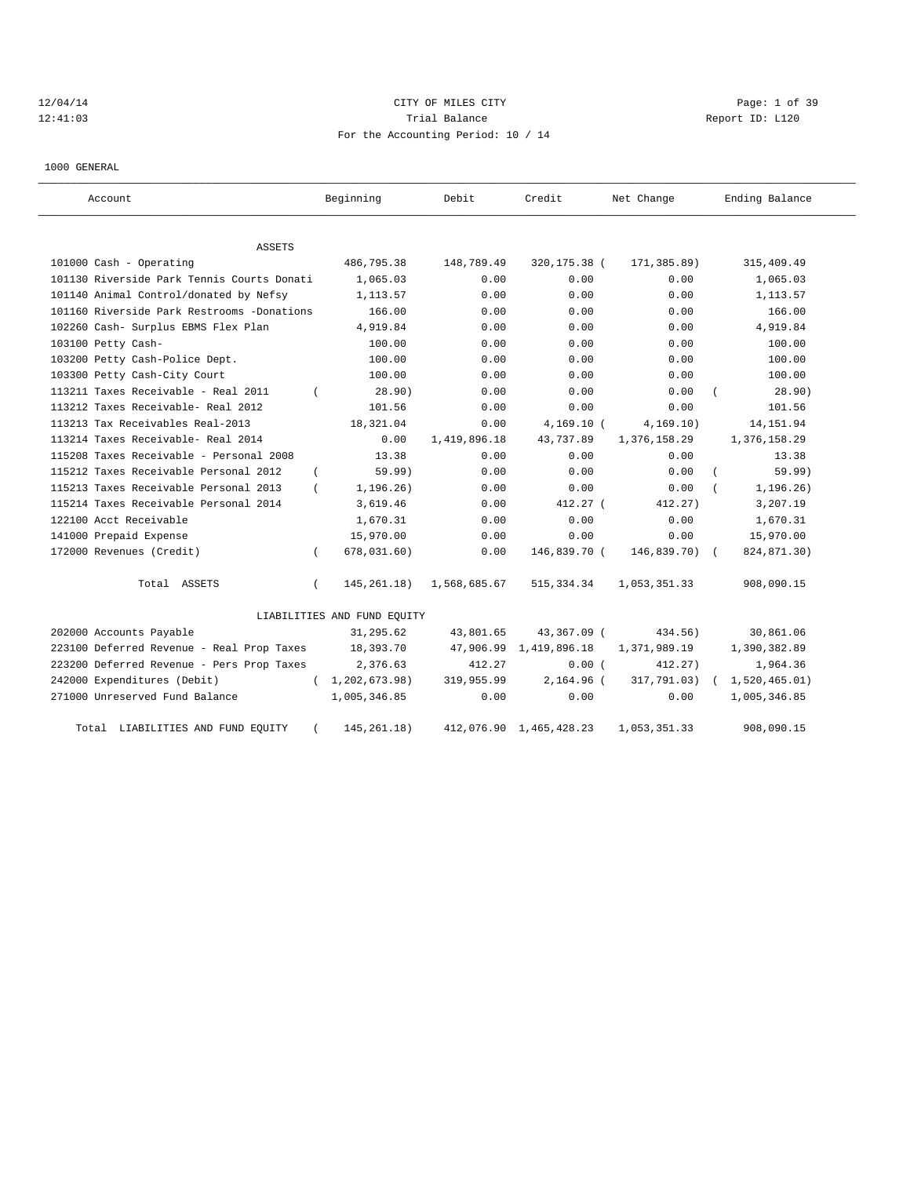12/04/14 CITY OF MILES CITY
12:41:03 Trial Balance Report ID: L120
For the Accounting Period: 10 / 14

1000 GENERAL

| Account | Beginning | Debit | Credit | Net Change | Ending Balance |
|---|---|---|---|---|---|
| **ASSETS** | | | | | |
| 101000 Cash - Operating | 486,795.38 | 148,789.49 | 320,175.38 | ( 171,385.89) | 315,409.49 |
| 101130 Riverside Park Tennis Courts Donati | 1,065.03 | 0.00 | 0.00 | 0.00 | 1,065.03 |
| 101140 Animal Control/donated by Nefsy | 1,113.57 | 0.00 | 0.00 | 0.00 | 1,113.57 |
| 101160 Riverside Park Restrooms -Donations | 166.00 | 0.00 | 0.00 | 0.00 | 166.00 |
| 102260 Cash- Surplus EBMS Flex Plan | 4,919.84 | 0.00 | 0.00 | 0.00 | 4,919.84 |
| 103100 Petty Cash- | 100.00 | 0.00 | 0.00 | 0.00 | 100.00 |
| 103200 Petty Cash-Police Dept. | 100.00 | 0.00 | 0.00 | 0.00 | 100.00 |
| 103300 Petty Cash-City Court | 100.00 | 0.00 | 0.00 | 0.00 | 100.00 |
| 113211 Taxes Receivable - Real 2011 | ( 28.90) | 0.00 | 0.00 | 0.00 | ( 28.90) |
| 113212 Taxes Receivable- Real 2012 | 101.56 | 0.00 | 0.00 | 0.00 | 101.56 |
| 113213 Tax Receivables Real-2013 | 18,321.04 | 0.00 | 4,169.10 | ( 4,169.10) | 14,151.94 |
| 113214 Taxes Receivable- Real 2014 | 0.00 | 1,419,896.18 | 43,737.89 | 1,376,158.29 | 1,376,158.29 |
| 115208 Taxes Receivable - Personal 2008 | 13.38 | 0.00 | 0.00 | 0.00 | 13.38 |
| 115212 Taxes Receivable Personal 2012 | ( 59.99) | 0.00 | 0.00 | 0.00 | ( 59.99) |
| 115213 Taxes Receivable Personal 2013 | ( 1,196.26) | 0.00 | 0.00 | 0.00 | ( 1,196.26) |
| 115214 Taxes Receivable Personal 2014 | 3,619.46 | 0.00 | 412.27 | ( 412.27) | 3,207.19 |
| 122100 Acct Receivable | 1,670.31 | 0.00 | 0.00 | 0.00 | 1,670.31 |
| 141000 Prepaid Expense | 15,970.00 | 0.00 | 0.00 | 0.00 | 15,970.00 |
| 172000 Revenues (Credit) | ( 678,031.60) | 0.00 | 146,839.70 | ( 146,839.70) | ( 824,871.30) |
| Total ASSETS | ( 145,261.18) | 1,568,685.67 | 515,334.34 | 1,053,351.33 | 908,090.15 |
| **LIABILITIES AND FUND EQUITY** | | | | | |
| 202000 Accounts Payable | 31,295.62 | 43,801.65 | 43,367.09 | ( 434.56) | 30,861.06 |
| 223100 Deferred Revenue - Real Prop Taxes | 18,393.70 | 47,906.99 | 1,419,896.18 | 1,371,989.19 | 1,390,382.89 |
| 223200 Deferred Revenue - Pers Prop Taxes | 2,376.63 | 412.27 | 0.00 | ( 412.27) | 1,964.36 |
| 242000 Expenditures (Debit) | ( 1,202,673.98) | 319,955.99 | 2,164.96 | ( 317,791.03) | ( 1,520,465.01) |
| 271000 Unreserved Fund Balance | 1,005,346.85 | 0.00 | 0.00 | 0.00 | 1,005,346.85 |
| Total LIABILITIES AND FUND EQUITY | ( 145,261.18) | 412,076.90 | 1,465,428.23 | 1,053,351.33 | 908,090.15 |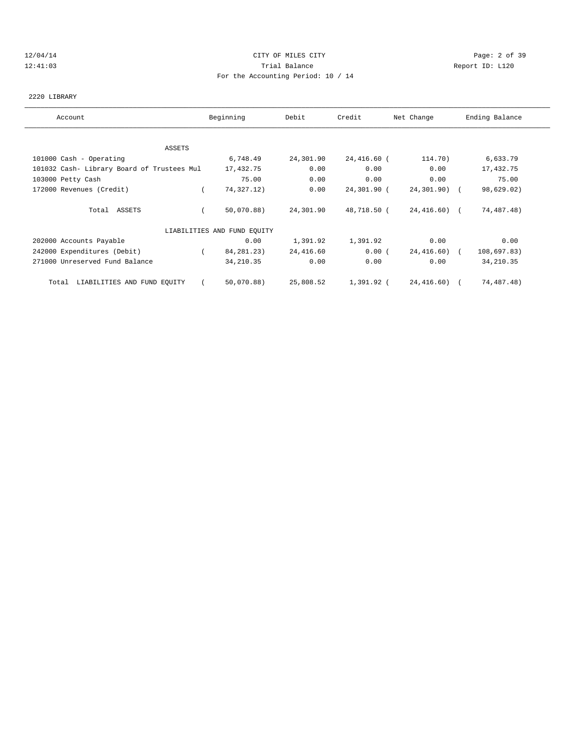CITY OF MILES CITY
Trial Balance
For the Accounting Period: 10 / 14

12/04/14
12:41:03

Report ID: L120

2220 LIBRARY

| Account | Beginning | Debit | Credit | Net Change | Ending Balance |
|---|---|---|---|---|---|
| **ASSETS** | | | | | |
| 101000 Cash - Operating | 6,748.49 | 24,301.90 | 24,416.60 | ( 114.70) | 6,633.79 |
| 101032 Cash- Library Board of Trustees Mul | 17,432.75 | 0.00 | 0.00 | 0.00 | 17,432.75 |
| 103000 Petty Cash | 75.00 | 0.00 | 0.00 | 0.00 | 75.00 |
| 172000 Revenues (Credit) | ( 74,327.12) | 0.00 | 24,301.90 | ( 24,301.90) | ( 98,629.02) |
| Total ASSETS | ( 50,070.88) | 24,301.90 | 48,718.50 | ( 24,416.60) | ( 74,487.48) |
| **LIABILITIES AND FUND EQUITY** | | | | | |
| 202000 Accounts Payable | 0.00 | 1,391.92 | 1,391.92 | 0.00 | 0.00 |
| 242000 Expenditures (Debit) | ( 84,281.23) | 24,416.60 | 0.00 | ( 24,416.60) | ( 108,697.83) |
| 271000 Unreserved Fund Balance | 34,210.35 | 0.00 | 0.00 | 0.00 | 34,210.35 |
| Total LIABILITIES AND FUND EQUITY | ( 50,070.88) | 25,808.52 | 1,391.92 | ( 24,416.60) | ( 74,487.48) |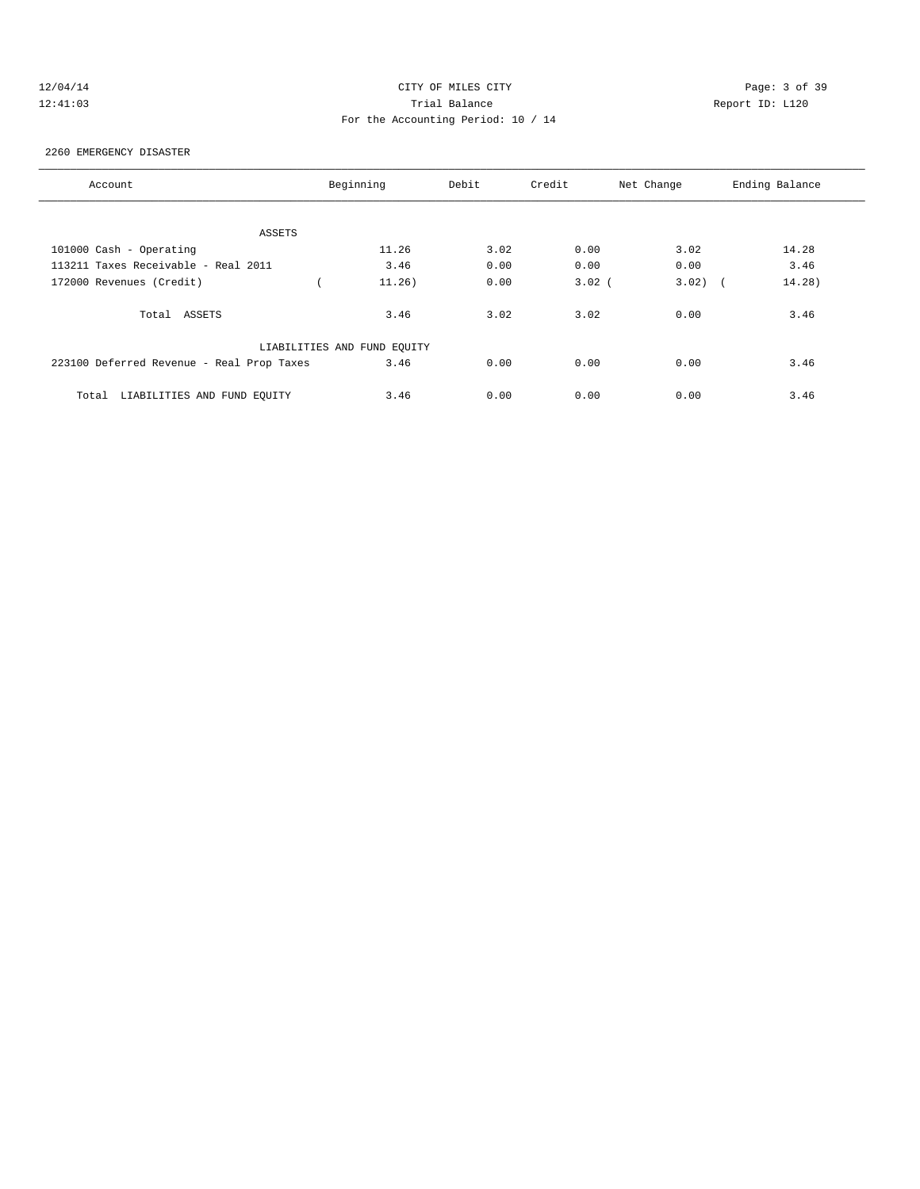12/04/14 CITY OF MILES CITY
12:41:03 Trial Balance Report ID: L120
For the Accounting Period: 10 / 14

2260 EMERGENCY DISASTER

| Account | Beginning | Debit | Credit | Net Change | Ending Balance |
|---|---|---|---|---|---|
| ASSETS | | | | | |
| 101000 Cash - Operating | 11.26 | 3.02 | 0.00 | 3.02 | 14.28 |
| 113211 Taxes Receivable - Real 2011 | 3.46 | 0.00 | 0.00 | 0.00 | 3.46 |
| 172000 Revenues (Credit) | ( 11.26) | 0.00 | 3.02 | ( 3.02) | ( 14.28) |
| Total ASSETS | 3.46 | 3.02 | 3.02 | 0.00 | 3.46 |
| LIABILITIES AND FUND EQUITY | | | | | |
| 223100 Deferred Revenue - Real Prop Taxes | 3.46 | 0.00 | 0.00 | 0.00 | 3.46 |
| Total LIABILITIES AND FUND EQUITY | 3.46 | 0.00 | 0.00 | 0.00 | 3.46 |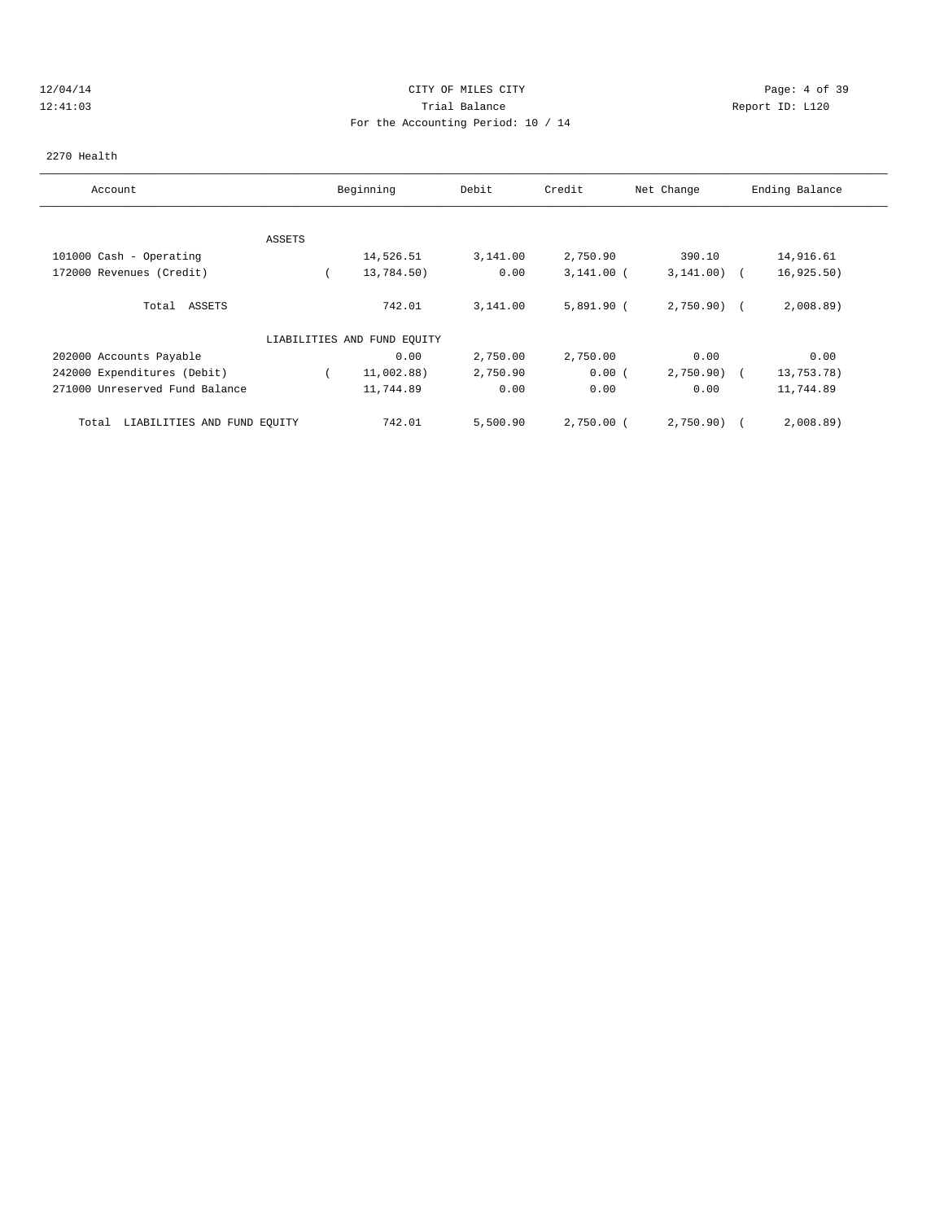CITY OF MILES CITY

Trial Balance

For the Accounting Period: 10 / 14

2270 Health

| Account | Beginning | Debit | Credit | Net Change | Ending Balance |
|---|---|---|---|---|---|
| ASSETS | | | | | |
| 101000 Cash - Operating | 14,526.51 | 3,141.00 | 2,750.90 | 390.10 | 14,916.61 |
| 172000 Revenues (Credit) | ( 13,784.50) | 0.00 | 3,141.00 | ( 3,141.00) | ( 16,925.50) |
| Total ASSETS | 742.01 | 3,141.00 | 5,891.90 | ( 2,750.90) | ( 2,008.89) |
| LIABILITIES AND FUND EQUITY | | | | | |
| 202000 Accounts Payable | 0.00 | 2,750.00 | 2,750.00 | 0.00 | 0.00 |
| 242000 Expenditures (Debit) | ( 11,002.88) | 2,750.90 | 0.00 | ( 2,750.90) | ( 13,753.78) |
| 271000 Unreserved Fund Balance | 11,744.89 | 0.00 | 0.00 | 0.00 | 11,744.89 |
| Total LIABILITIES AND FUND EQUITY | 742.01 | 5,500.90 | 2,750.00 | ( 2,750.90) | ( 2,008.89) |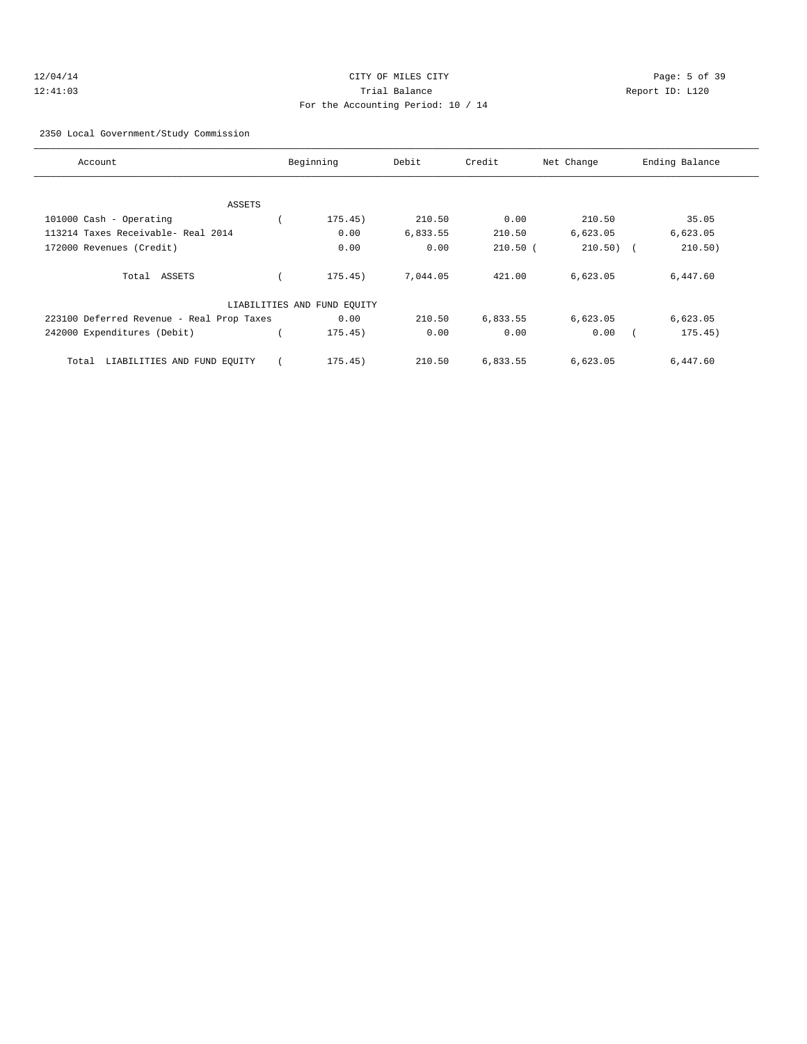CITY OF MILES CITY
Trial Balance
For the Accounting Period: 10 / 14

12/04/14
12:41:03

Report ID: L120

2350 Local Government/Study Commission

| Account | Beginning | Debit | Credit | Net Change | Ending Balance |
|---|---|---|---|---|---|
| ASSETS | | | | | |
| 101000 Cash - Operating | ( 175.45) | 210.50 | 0.00 | 210.50 | 35.05 |
| 113214 Taxes Receivable- Real 2014 | 0.00 | 6,833.55 | 210.50 | 6,623.05 | 6,623.05 |
| 172000 Revenues (Credit) | 0.00 | 0.00 | 210.50 | ( 210.50) | ( 210.50) |
| Total ASSETS | ( 175.45) | 7,044.05 | 421.00 | 6,623.05 | 6,447.60 |
| LIABILITIES AND FUND EQUITY | | | | | |
| 223100 Deferred Revenue - Real Prop Taxes | 0.00 | 210.50 | 6,833.55 | 6,623.05 | 6,623.05 |
| 242000 Expenditures (Debit) | ( 175.45) | 0.00 | 0.00 | 0.00 | ( 175.45) |
| Total LIABILITIES AND FUND EQUITY | ( 175.45) | 210.50 | 6,833.55 | 6,623.05 | 6,447.60 |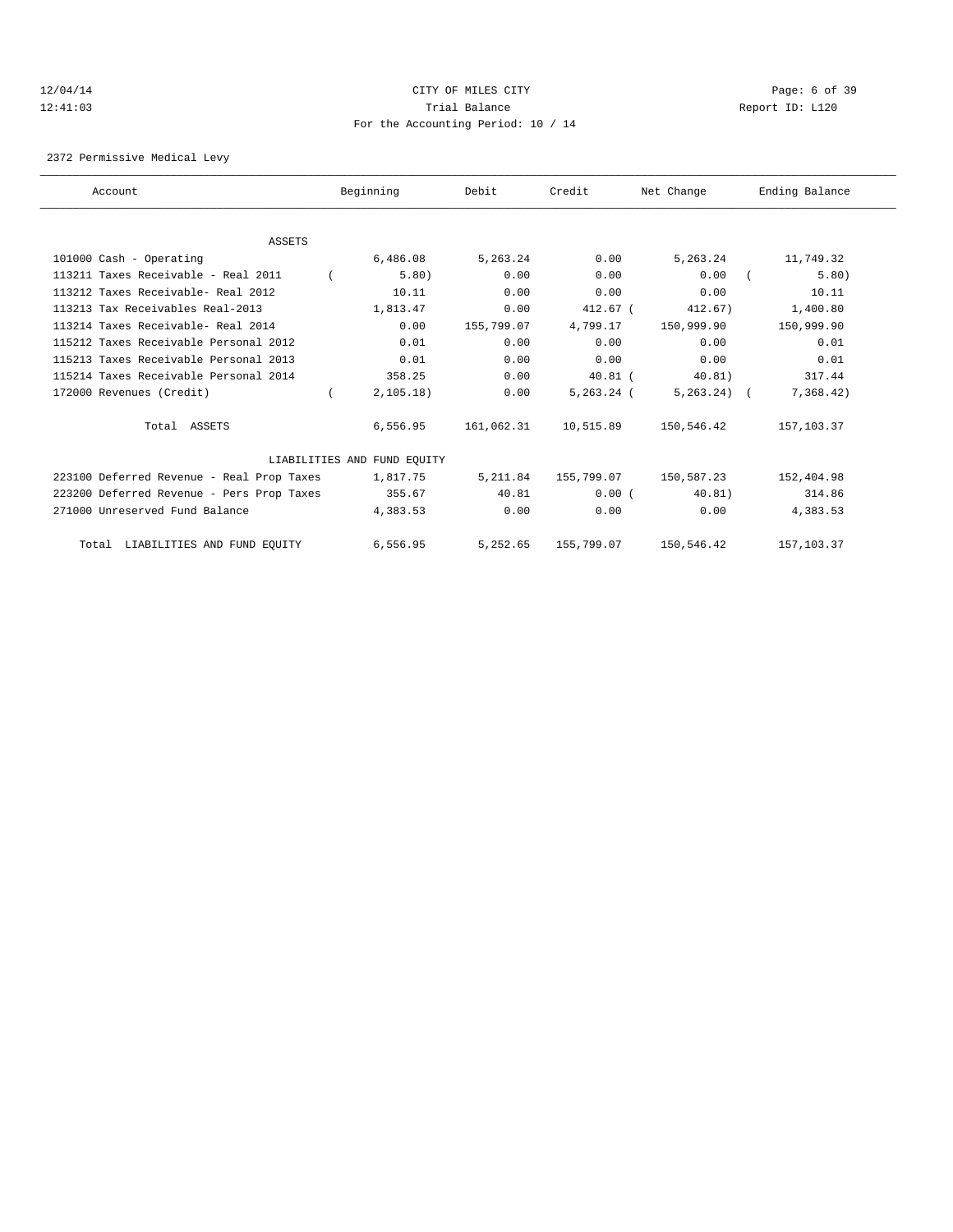CITY OF MILES CITY
Trial Balance
For the Accounting Period: 10 / 14

12/04/14
12:41:03

Report ID: L120

2372 Permissive Medical Levy

| Account | Beginning | Debit | Credit | Net Change | Ending Balance |
|---|---|---|---|---|---|
| **ASSETS** | | | | | |
| 101000 Cash - Operating | 6,486.08 | 5,263.24 | 0.00 | 5,263.24 | 11,749.32 |
| 113211 Taxes Receivable - Real 2011 | ( 5.80) | 0.00 | 0.00 | 0.00 | ( 5.80) |
| 113212 Taxes Receivable- Real 2012 | 10.11 | 0.00 | 0.00 | 0.00 | 10.11 |
| 113213 Tax Receivables Real-2013 | 1,813.47 | 0.00 | 412.67 | ( 412.67) | 1,400.80 |
| 113214 Taxes Receivable- Real 2014 | 0.00 | 155,799.07 | 4,799.17 | 150,999.90 | 150,999.90 |
| 115212 Taxes Receivable Personal 2012 | 0.01 | 0.00 | 0.00 | 0.00 | 0.01 |
| 115213 Taxes Receivable Personal 2013 | 0.01 | 0.00 | 0.00 | 0.00 | 0.01 |
| 115214 Taxes Receivable Personal 2014 | 358.25 | 0.00 | 40.81 | ( 40.81) | 317.44 |
| 172000 Revenues (Credit) | ( 2,105.18) | 0.00 | 5,263.24 | ( 5,263.24) | ( 7,368.42) |
| Total ASSETS | 6,556.95 | 161,062.31 | 10,515.89 | 150,546.42 | 157,103.37 |
| **LIABILITIES AND FUND EQUITY** | | | | | |
| 223100 Deferred Revenue - Real Prop Taxes | 1,817.75 | 5,211.84 | 155,799.07 | 150,587.23 | 152,404.98 |
| 223200 Deferred Revenue - Pers Prop Taxes | 355.67 | 40.81 | 0.00 | ( 40.81) | 314.86 |
| 271000 Unreserved Fund Balance | 4,383.53 | 0.00 | 0.00 | 0.00 | 4,383.53 |
| Total LIABILITIES AND FUND EQUITY | 6,556.95 | 5,252.65 | 155,799.07 | 150,546.42 | 157,103.37 |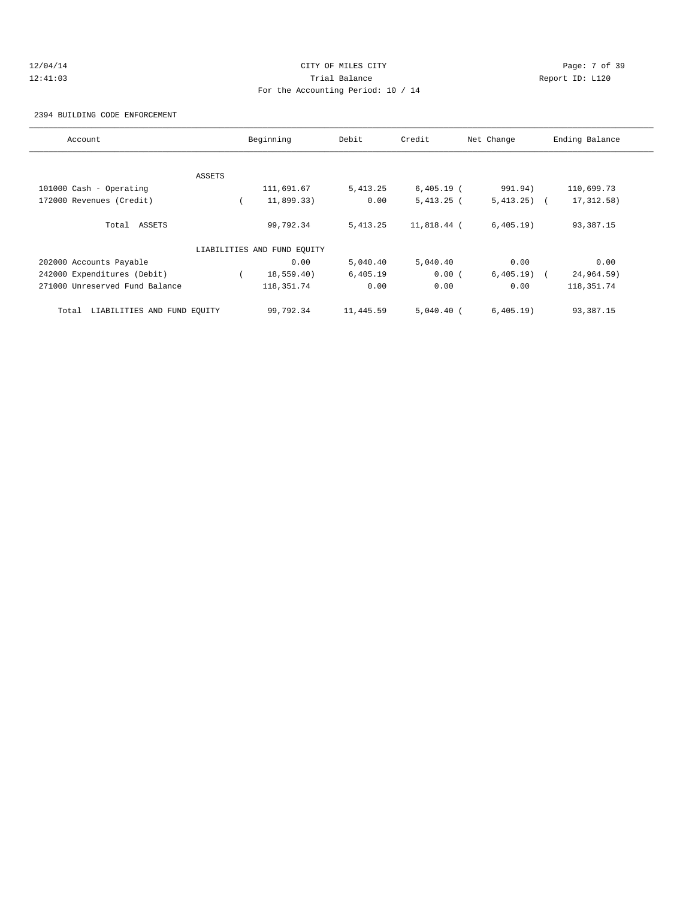CITY OF MILES CITY
Trial Balance
For the Accounting Period: 10 / 14

2394 BUILDING CODE ENFORCEMENT

| Account | Beginning | Debit | Credit | Net Change | Ending Balance |
|---|---|---|---|---|---|
| ASSETS | | | | | |
| 101000 Cash - Operating | 111,691.67 | 5,413.25 | 6,405.19 | ( 991.94) | 110,699.73 |
| 172000 Revenues (Credit) | ( 11,899.33) | 0.00 | 5,413.25 | ( 5,413.25) | ( 17,312.58) |
| Total ASSETS | 99,792.34 | 5,413.25 | 11,818.44 | ( 6,405.19) | 93,387.15 |
| LIABILITIES AND FUND EQUITY | | | | | |
| 202000 Accounts Payable | 0.00 | 5,040.40 | 5,040.40 | 0.00 | 0.00 |
| 242000 Expenditures (Debit) | ( 18,559.40) | 6,405.19 | 0.00 | ( 6,405.19) | ( 24,964.59) |
| 271000 Unreserved Fund Balance | 118,351.74 | 0.00 | 0.00 | 0.00 | 118,351.74 |
| Total LIABILITIES AND FUND EQUITY | 99,792.34 | 11,445.59 | 5,040.40 | ( 6,405.19) | 93,387.15 |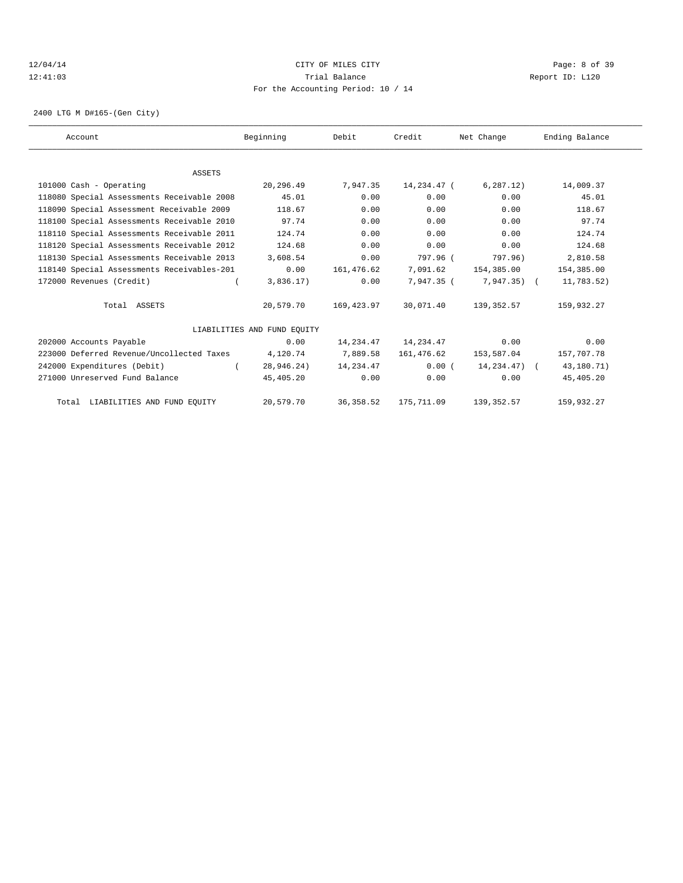CITY OF MILES CITY
Trial Balance
For the Accounting Period: 10 / 14

12/04/14 12:41:03 Report ID: L120

2400 LTG M D#165-(Gen City)

| Account | Beginning | Debit | Credit | Net Change | Ending Balance |
|---|---|---|---|---|---|
| ASSETS | | | | | |
| 101000 Cash - Operating | 20,296.49 | 7,947.35 | 14,234.47 | ( 6,287.12) | 14,009.37 |
| 118080 Special Assessments Receivable 2008 | 45.01 | 0.00 | 0.00 | 0.00 | 45.01 |
| 118090 Special Assessment Receivable 2009 | 118.67 | 0.00 | 0.00 | 0.00 | 118.67 |
| 118100 Special Assessments Receivable 2010 | 97.74 | 0.00 | 0.00 | 0.00 | 97.74 |
| 118110 Special Assessments Receivable 2011 | 124.74 | 0.00 | 0.00 | 0.00 | 124.74 |
| 118120 Special Assessments Receivable 2012 | 124.68 | 0.00 | 0.00 | 0.00 | 124.68 |
| 118130 Special Assessments Receivable 2013 | 3,608.54 | 0.00 | 797.96 | ( 797.96) | 2,810.58 |
| 118140 Special Assessments Receivables-201 | 0.00 | 161,476.62 | 7,091.62 | 154,385.00 | 154,385.00 |
| 172000 Revenues (Credit) | ( 3,836.17) | 0.00 | 7,947.35 | ( 7,947.35) | ( 11,783.52) |
| Total ASSETS | 20,579.70 | 169,423.97 | 30,071.40 | 139,352.57 | 159,932.27 |
| LIABILITIES AND FUND EQUITY | | | | | |
| 202000 Accounts Payable | 0.00 | 14,234.47 | 14,234.47 | 0.00 | 0.00 |
| 223000 Deferred Revenue/Uncollected Taxes | 4,120.74 | 7,889.58 | 161,476.62 | 153,587.04 | 157,707.78 |
| 242000 Expenditures (Debit) | ( 28,946.24) | 14,234.47 | 0.00 | ( 14,234.47) | ( 43,180.71) |
| 271000 Unreserved Fund Balance | 45,405.20 | 0.00 | 0.00 | 0.00 | 45,405.20 |
| Total LIABILITIES AND FUND EQUITY | 20,579.70 | 36,358.52 | 175,711.09 | 139,352.57 | 159,932.27 |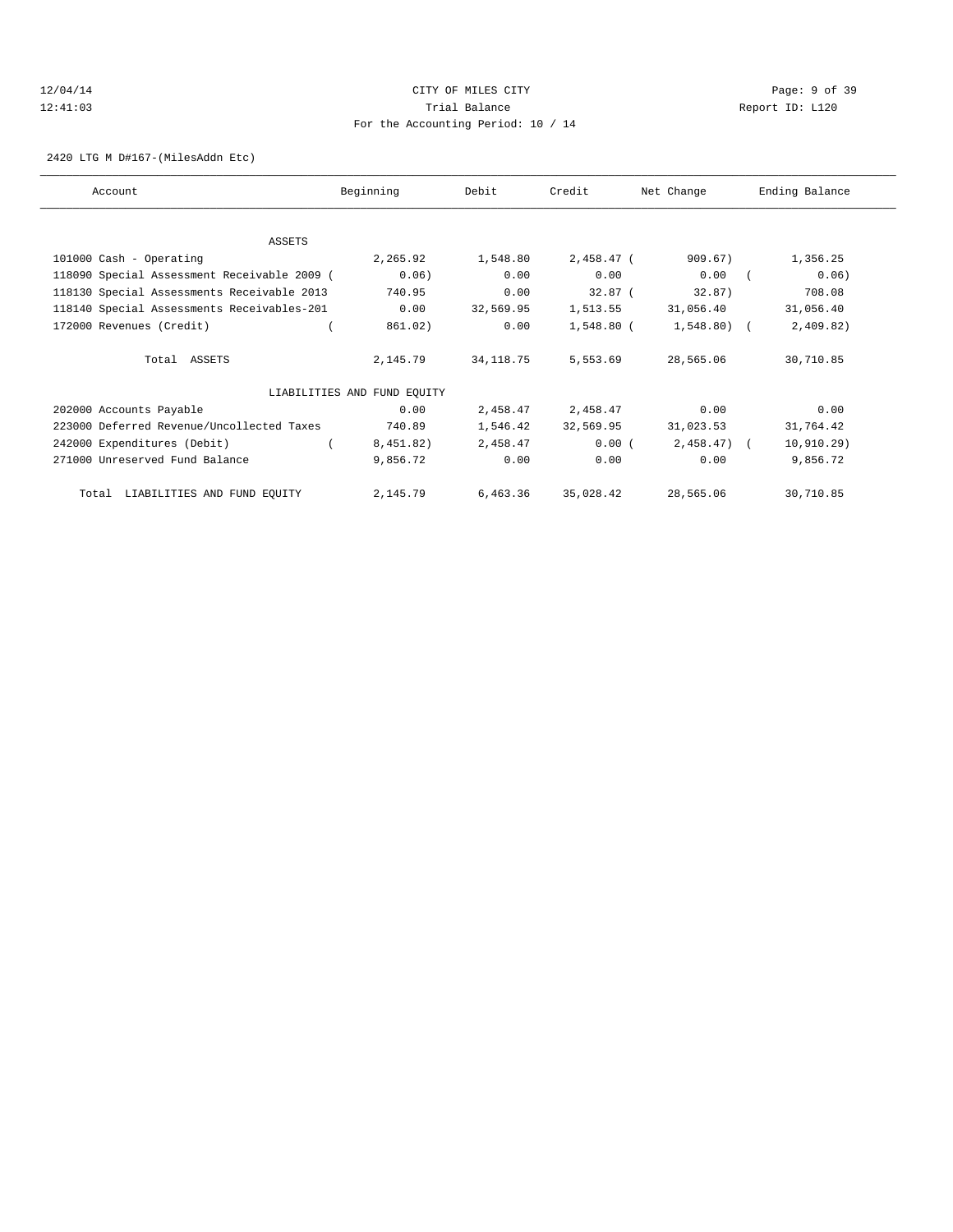CITY OF MILES CITY
Trial Balance
For the Accounting Period: 10 / 14

2420 LTG M D#167-(MilesAddn Etc)

| Account | Beginning | Debit | Credit | Net Change | Ending Balance |
|---|---|---|---|---|---|
| ASSETS | | | | | |
| 101000 Cash - Operating | 2,265.92 | 1,548.80 | 2,458.47 | ( 909.67) | 1,356.25 |
| 118090 Special Assessment Receivable 2009 | ( 0.06) | 0.00 | 0.00 | 0.00 | ( 0.06) |
| 118130 Special Assessments Receivable 2013 | 740.95 | 0.00 | 32.87 | ( 32.87) | 708.08 |
| 118140 Special Assessments Receivables-201 | 0.00 | 32,569.95 | 1,513.55 | 31,056.40 | 31,056.40 |
| 172000 Revenues (Credit) | ( 861.02) | 0.00 | 1,548.80 | ( 1,548.80) | ( 2,409.82) |
| Total ASSETS | 2,145.79 | 34,118.75 | 5,553.69 | 28,565.06 | 30,710.85 |
| LIABILITIES AND FUND EQUITY | | | | | |
| 202000 Accounts Payable | 0.00 | 2,458.47 | 2,458.47 | 0.00 | 0.00 |
| 223000 Deferred Revenue/Uncollected Taxes | 740.89 | 1,546.42 | 32,569.95 | 31,023.53 | 31,764.42 |
| 242000 Expenditures (Debit) | ( 8,451.82) | 2,458.47 | 0.00 | ( 2,458.47) | ( 10,910.29) |
| 271000 Unreserved Fund Balance | 9,856.72 | 0.00 | 0.00 | 0.00 | 9,856.72 |
| Total LIABILITIES AND FUND EQUITY | 2,145.79 | 6,463.36 | 35,028.42 | 28,565.06 | 30,710.85 |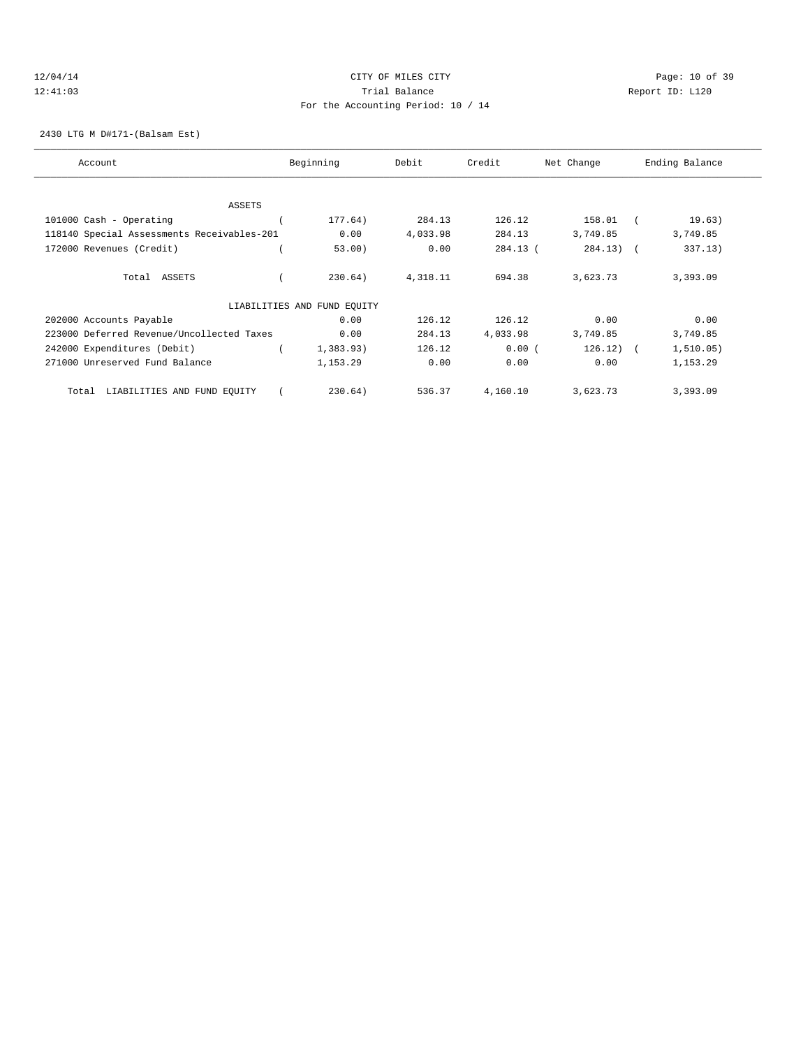CITY OF MILES CITY

Trial Balance

For the Accounting Period: 10 / 14

12/04/14 12:41:03 Report ID: L120

2430 LTG M D#171-(Balsam Est)

| Account | Beginning | Debit | Credit | Net Change | Ending Balance |
|---|---|---|---|---|---|
| ASSETS | | | | | |
| 101000 Cash - Operating | ( 177.64) | 284.13 | 126.12 | 158.01 | ( 19.63) |
| 118140 Special Assessments Receivables-201 | 0.00 | 4,033.98 | 284.13 | 3,749.85 | 3,749.85 |
| 172000 Revenues (Credit) | ( 53.00) | 0.00 | 284.13 | ( 284.13) | ( 337.13) |
| Total ASSETS | ( 230.64) | 4,318.11 | 694.38 | 3,623.73 | 3,393.09 |
| LIABILITIES AND FUND EQUITY | | | | | |
| 202000 Accounts Payable | 0.00 | 126.12 | 126.12 | 0.00 | 0.00 |
| 223000 Deferred Revenue/Uncollected Taxes | 0.00 | 284.13 | 4,033.98 | 3,749.85 | 3,749.85 |
| 242000 Expenditures (Debit) | ( 1,383.93) | 126.12 | 0.00 | ( 126.12) | ( 1,510.05) |
| 271000 Unreserved Fund Balance | 1,153.29 | 0.00 | 0.00 | 0.00 | 1,153.29 |
| Total LIABILITIES AND FUND EQUITY | ( 230.64) | 536.37 | 4,160.10 | 3,623.73 | 3,393.09 |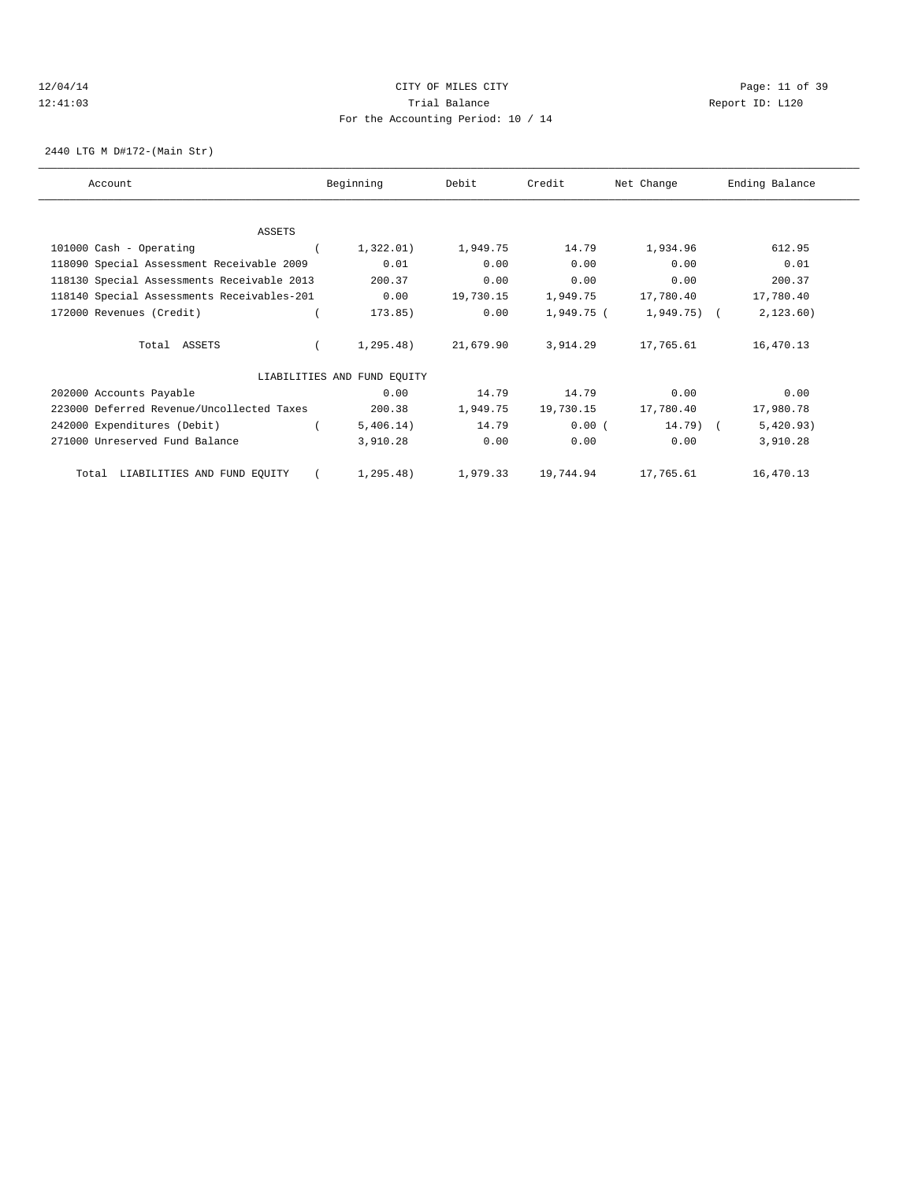CITY OF MILES CITY

Trial Balance

For the Accounting Period: 10 / 14

12/04/14
12:41:03

Report ID: L120

2440 LTG M D#172-(Main Str)

| Account | Beginning | Debit | Credit | Net Change | Ending Balance |
|---|---|---|---|---|---|
| ASSETS | | | | | |
| 101000 Cash - Operating | ( 1,322.01) | 1,949.75 | 14.79 | 1,934.96 | 612.95 |
| 118090 Special Assessment Receivable 2009 | 0.01 | 0.00 | 0.00 | 0.00 | 0.01 |
| 118130 Special Assessments Receivable 2013 | 200.37 | 0.00 | 0.00 | 0.00 | 200.37 |
| 118140 Special Assessments Receivables-201 | 0.00 | 19,730.15 | 1,949.75 | 17,780.40 | 17,780.40 |
| 172000 Revenues (Credit) | ( 173.85) | 0.00 | 1,949.75 | ( 1,949.75) | ( 2,123.60) |
| Total ASSETS | ( 1,295.48) | 21,679.90 | 3,914.29 | 17,765.61 | 16,470.13 |
| LIABILITIES AND FUND EQUITY | | | | | |
| 202000 Accounts Payable | 0.00 | 14.79 | 14.79 | 0.00 | 0.00 |
| 223000 Deferred Revenue/Uncollected Taxes | 200.38 | 1,949.75 | 19,730.15 | 17,780.40 | 17,980.78 |
| 242000 Expenditures (Debit) | ( 5,406.14) | 14.79 | 0.00 | ( 14.79) | ( 5,420.93) |
| 271000 Unreserved Fund Balance | 3,910.28 | 0.00 | 0.00 | 0.00 | 3,910.28 |
| Total LIABILITIES AND FUND EQUITY | ( 1,295.48) | 1,979.33 | 19,744.94 | 17,765.61 | 16,470.13 |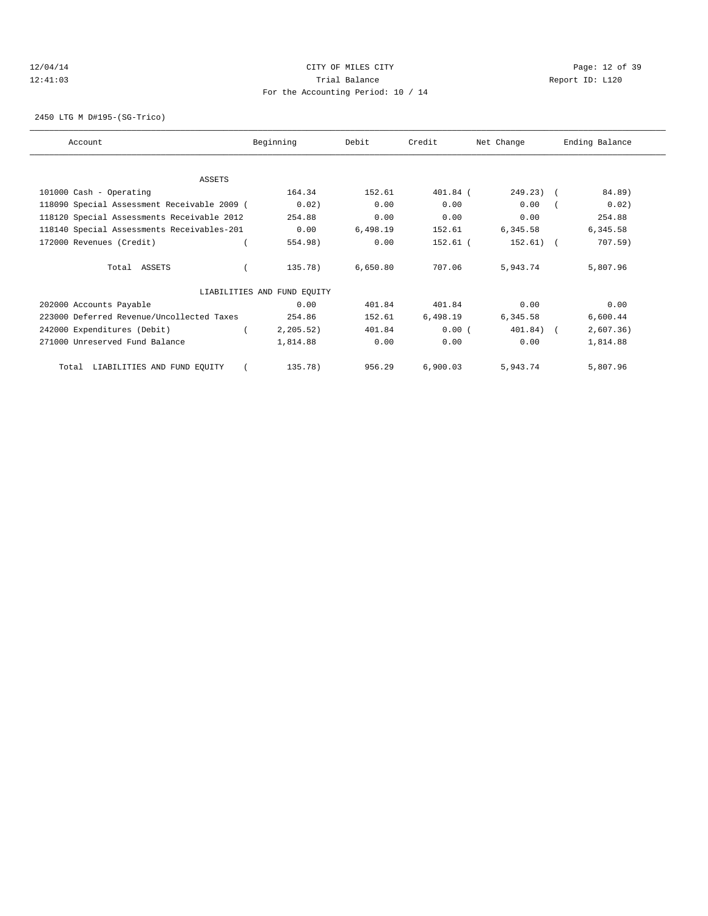# CITY OF MILES CITY

Trial Balance

For the Accounting Period: 10 / 14

12/04/14
12:41:03

Report ID: L120

2450 LTG M D#195-(SG-Trico)

| Account | Beginning | Debit | Credit | Net Change | Ending Balance |
|---|---|---|---|---|---|
| ASSETS | | | | | |
| 101000 Cash - Operating | 164.34 | 152.61 | 401.84 | (249.23) | (84.89) |
| 118090 Special Assessment Receivable 2009 | (0.02) | 0.00 | 0.00 | 0.00 | (0.02) |
| 118120 Special Assessments Receivable 2012 | 254.88 | 0.00 | 0.00 | 0.00 | 254.88 |
| 118140 Special Assessments Receivables-201 | 0.00 | 6,498.19 | 152.61 | 6,345.58 | 6,345.58 |
| 172000 Revenues (Credit) | (554.98) | 0.00 | 152.61 | (152.61) | (707.59) |
| Total ASSETS | (135.78) | 6,650.80 | 707.06 | 5,943.74 | 5,807.96 |
| LIABILITIES AND FUND EQUITY | | | | | |
| 202000 Accounts Payable | 0.00 | 401.84 | 401.84 | 0.00 | 0.00 |
| 223000 Deferred Revenue/Uncollected Taxes | 254.86 | 152.61 | 6,498.19 | 6,345.58 | 6,600.44 |
| 242000 Expenditures (Debit) | (2,205.52) | 401.84 | 0.00 | (401.84) | (2,607.36) |
| 271000 Unreserved Fund Balance | 1,814.88 | 0.00 | 0.00 | 0.00 | 1,814.88 |
| Total LIABILITIES AND FUND EQUITY | (135.78) | 956.29 | 6,900.03 | 5,943.74 | 5,807.96 |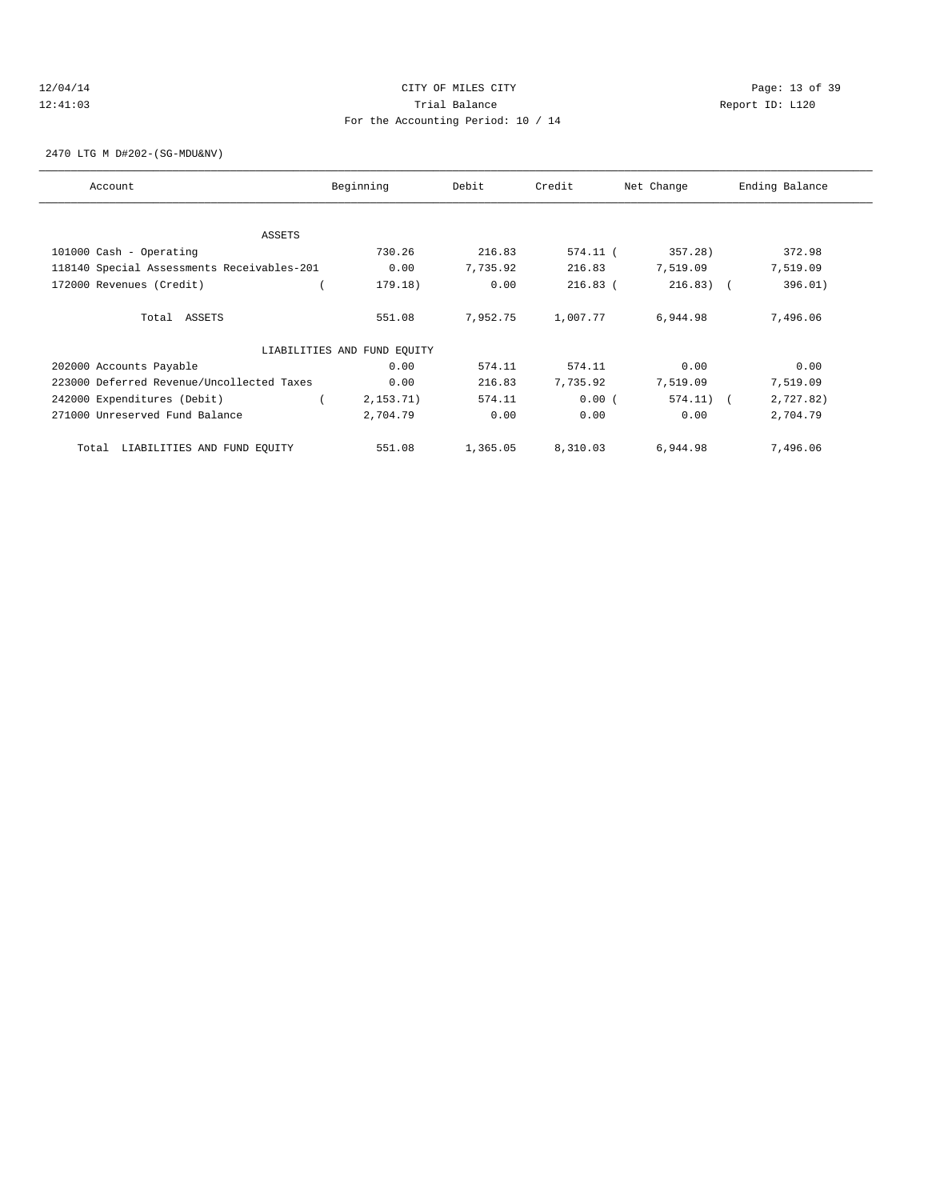CITY OF MILES CITY

Trial Balance

For the Accounting Period: 10 / 14

12/04/14 12:41:03 Report ID: L120

2470 LTG M D#202-(SG-MDU&NV)

| Account | Beginning | Debit | Credit | Net Change | Ending Balance |
|---|---|---|---|---|---|
| ASSETS | | | | | |
| 101000 Cash - Operating | 730.26 | 216.83 | 574.11 | ( 357.28) | 372.98 |
| 118140 Special Assessments Receivables-201 | 0.00 | 7,735.92 | 216.83 | 7,519.09 | 7,519.09 |
| 172000 Revenues (Credit) | ( 179.18) | 0.00 | 216.83 | ( 216.83) | ( 396.01) |
| Total ASSETS | 551.08 | 7,952.75 | 1,007.77 | 6,944.98 | 7,496.06 |
| LIABILITIES AND FUND EQUITY | | | | | |
| 202000 Accounts Payable | 0.00 | 574.11 | 574.11 | 0.00 | 0.00 |
| 223000 Deferred Revenue/Uncollected Taxes | 0.00 | 216.83 | 7,735.92 | 7,519.09 | 7,519.09 |
| 242000 Expenditures (Debit) | ( 2,153.71) | 574.11 | 0.00 | ( 574.11) | ( 2,727.82) |
| 271000 Unreserved Fund Balance | 2,704.79 | 0.00 | 0.00 | 0.00 | 2,704.79 |
| Total LIABILITIES AND FUND EQUITY | 551.08 | 1,365.05 | 8,310.03 | 6,944.98 | 7,496.06 |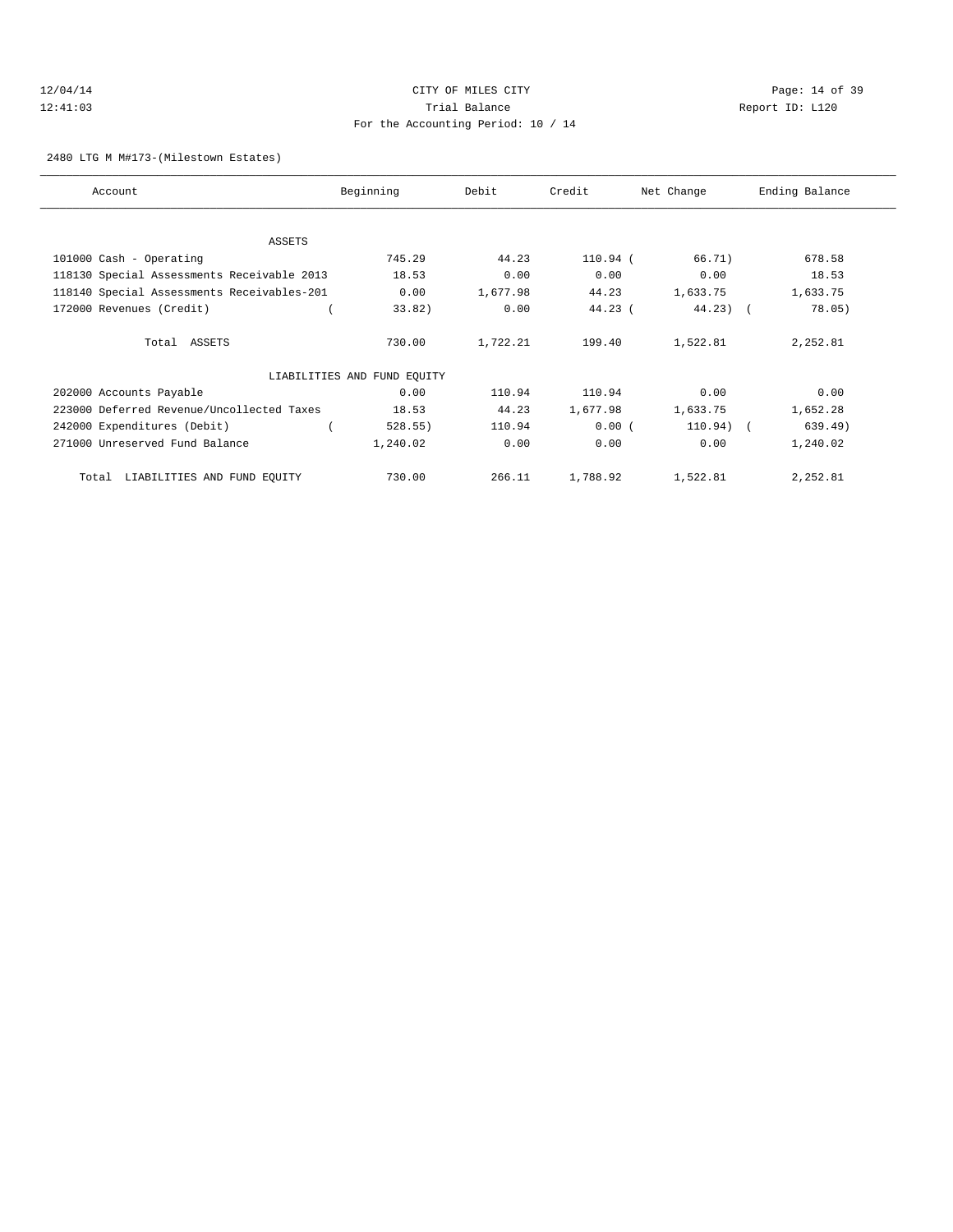CITY OF MILES CITY

Trial Balance

For the Accounting Period: 10 / 14

2480 LTG M M#173-(Milestown Estates)

| Account | Beginning | Debit | Credit | Net Change | Ending Balance |
|---|---|---|---|---|---|
| ASSETS | | | | | |
| 101000 Cash - Operating | 745.29 | 44.23 | 110.94 | ( 66.71) | 678.58 |
| 118130 Special Assessments Receivable 2013 | 18.53 | 0.00 | 0.00 | 0.00 | 18.53 |
| 118140 Special Assessments Receivables-201 | 0.00 | 1,677.98 | 44.23 | 1,633.75 | 1,633.75 |
| 172000 Revenues (Credit) | ( 33.82) | 0.00 | 44.23 | ( 44.23) | ( 78.05) |
| Total ASSETS | 730.00 | 1,722.21 | 199.40 | 1,522.81 | 2,252.81 |
| LIABILITIES AND FUND EQUITY | | | | | |
| 202000 Accounts Payable | 0.00 | 110.94 | 110.94 | 0.00 | 0.00 |
| 223000 Deferred Revenue/Uncollected Taxes | 18.53 | 44.23 | 1,677.98 | 1,633.75 | 1,652.28 |
| 242000 Expenditures (Debit) | ( 528.55) | 110.94 | 0.00 | ( 110.94) | ( 639.49) |
| 271000 Unreserved Fund Balance | 1,240.02 | 0.00 | 0.00 | 0.00 | 1,240.02 |
| Total LIABILITIES AND FUND EQUITY | 730.00 | 266.11 | 1,788.92 | 1,522.81 | 2,252.81 |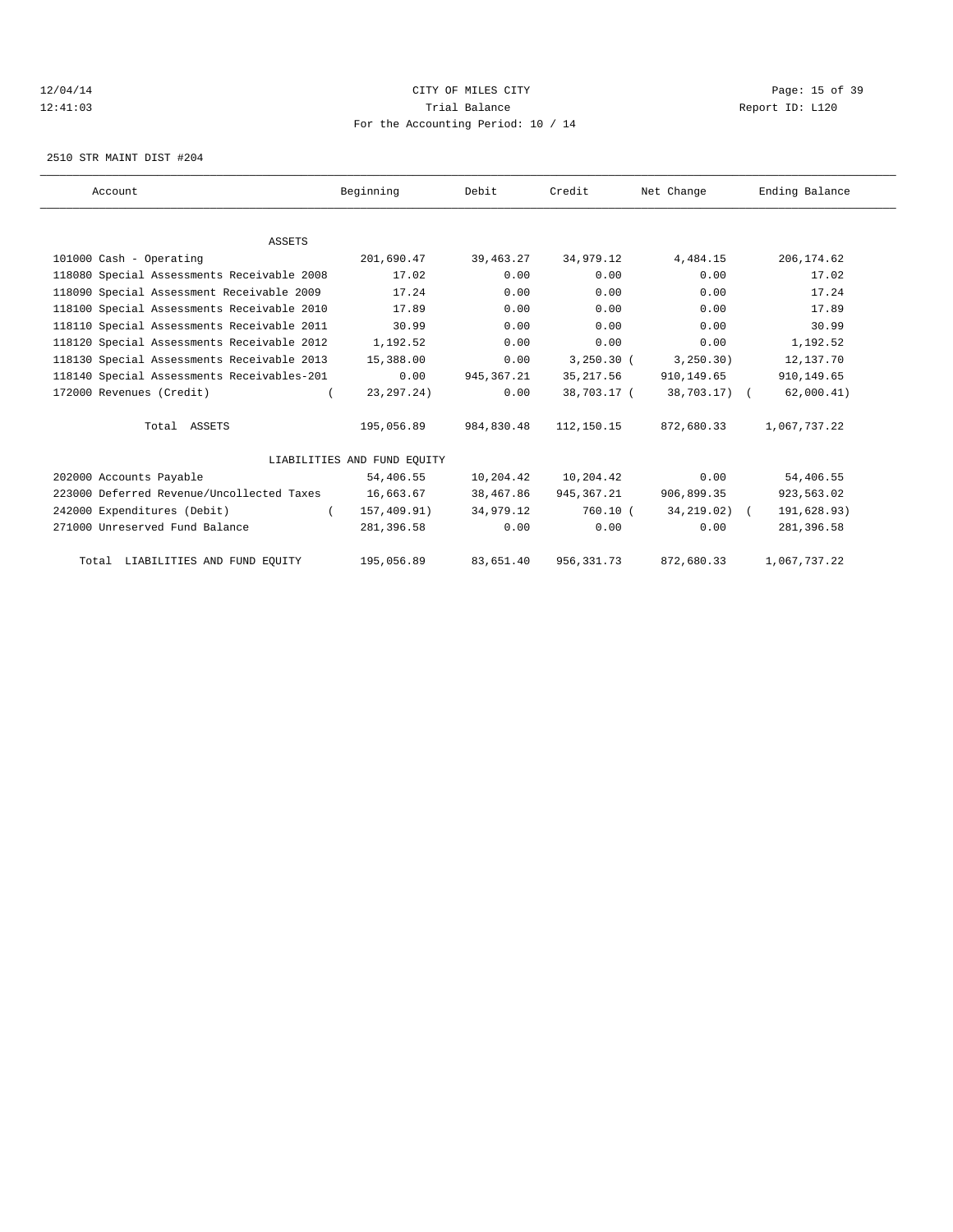CITY OF MILES CITY

Trial Balance

For the Accounting Period: 10 / 14

12/04/14 12:41:03 Report ID: L120

2510 STR MAINT DIST #204

| Account | Beginning | Debit | Credit | Net Change | Ending Balance |
|---|---|---|---|---|---|
| ASSETS | | | | | |
| 101000 Cash - Operating | 201,690.47 | 39,463.27 | 34,979.12 | 4,484.15 | 206,174.62 |
| 118080 Special Assessments Receivable 2008 | 17.02 | 0.00 | 0.00 | 0.00 | 17.02 |
| 118090 Special Assessment Receivable 2009 | 17.24 | 0.00 | 0.00 | 0.00 | 17.24 |
| 118100 Special Assessments Receivable 2010 | 17.89 | 0.00 | 0.00 | 0.00 | 17.89 |
| 118110 Special Assessments Receivable 2011 | 30.99 | 0.00 | 0.00 | 0.00 | 30.99 |
| 118120 Special Assessments Receivable 2012 | 1,192.52 | 0.00 | 0.00 | 0.00 | 1,192.52 |
| 118130 Special Assessments Receivable 2013 | 15,388.00 | 0.00 | 3,250.30 | ( 3,250.30) | 12,137.70 |
| 118140 Special Assessments Receivables-201 | 0.00 | 945,367.21 | 35,217.56 | 910,149.65 | 910,149.65 |
| 172000 Revenues (Credit) | ( 23,297.24) | 0.00 | 38,703.17 | ( 38,703.17) | ( 62,000.41) |
| Total ASSETS | 195,056.89 | 984,830.48 | 112,150.15 | 872,680.33 | 1,067,737.22 |
| LIABILITIES AND FUND EQUITY | | | | | |
| 202000 Accounts Payable | 54,406.55 | 10,204.42 | 10,204.42 | 0.00 | 54,406.55 |
| 223000 Deferred Revenue/Uncollected Taxes | 16,663.67 | 38,467.86 | 945,367.21 | 906,899.35 | 923,563.02 |
| 242000 Expenditures (Debit) | ( 157,409.91) | 34,979.12 | 760.10 | ( 34,219.02) | ( 191,628.93) |
| 271000 Unreserved Fund Balance | 281,396.58 | 0.00 | 0.00 | 0.00 | 281,396.58 |
| Total LIABILITIES AND FUND EQUITY | 195,056.89 | 83,651.40 | 956,331.73 | 872,680.33 | 1,067,737.22 |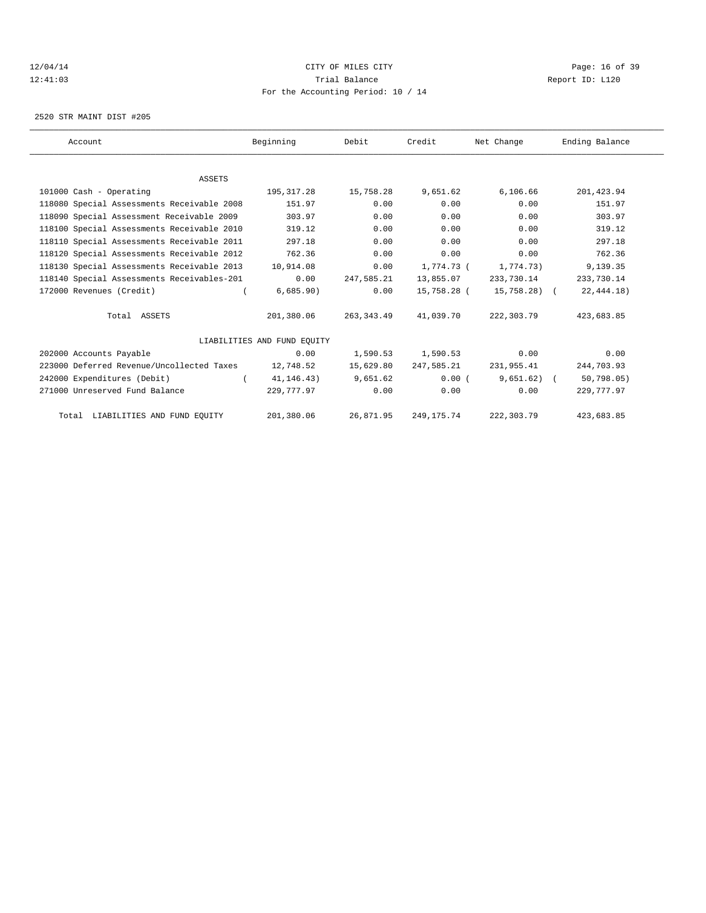12/04/14 CITY OF MILES CITY
12:41:03 Trial Balance Report ID: L120
For the Accounting Period: 10 / 14

2520 STR MAINT DIST #205

| Account | Beginning | Debit | Credit | Net Change | Ending Balance |
|---|---|---|---|---|---|
| ASSETS | | | | | |
| 101000 Cash - Operating | 195,317.28 | 15,758.28 | 9,651.62 | 6,106.66 | 201,423.94 |
| 118080 Special Assessments Receivable 2008 | 151.97 | 0.00 | 0.00 | 0.00 | 151.97 |
| 118090 Special Assessment Receivable 2009 | 303.97 | 0.00 | 0.00 | 0.00 | 303.97 |
| 118100 Special Assessments Receivable 2010 | 319.12 | 0.00 | 0.00 | 0.00 | 319.12 |
| 118110 Special Assessments Receivable 2011 | 297.18 | 0.00 | 0.00 | 0.00 | 297.18 |
| 118120 Special Assessments Receivable 2012 | 762.36 | 0.00 | 0.00 | 0.00 | 762.36 |
| 118130 Special Assessments Receivable 2013 | 10,914.08 | 0.00 | 1,774.73 | ( 1,774.73) | 9,139.35 |
| 118140 Special Assessments Receivables-201 | 0.00 | 247,585.21 | 13,855.07 | 233,730.14 | 233,730.14 |
| 172000 Revenues (Credit) | ( 6,685.90) | 0.00 | 15,758.28 | ( 15,758.28) | ( 22,444.18) |
| Total ASSETS | 201,380.06 | 263,343.49 | 41,039.70 | 222,303.79 | 423,683.85 |
| LIABILITIES AND FUND EQUITY | | | | | |
| 202000 Accounts Payable | 0.00 | 1,590.53 | 1,590.53 | 0.00 | 0.00 |
| 223000 Deferred Revenue/Uncollected Taxes | 12,748.52 | 15,629.80 | 247,585.21 | 231,955.41 | 244,703.93 |
| 242000 Expenditures (Debit) | ( 41,146.43) | 9,651.62 | 0.00 | ( 9,651.62) | ( 50,798.05) |
| 271000 Unreserved Fund Balance | 229,777.97 | 0.00 | 0.00 | 0.00 | 229,777.97 |
| Total LIABILITIES AND FUND EQUITY | 201,380.06 | 26,871.95 | 249,175.74 | 222,303.79 | 423,683.85 |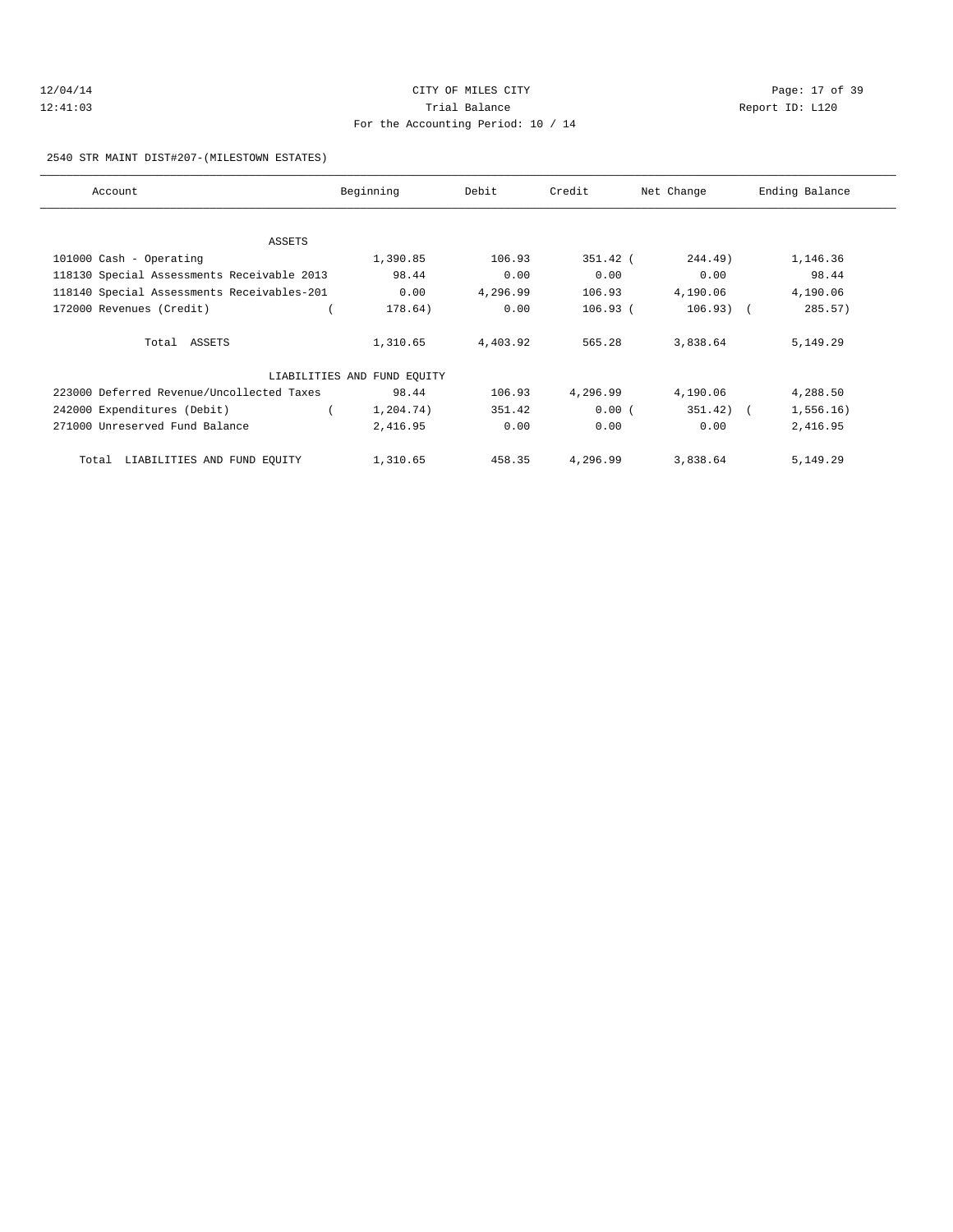CITY OF MILES CITY

Trial Balance

For the Accounting Period: 10 / 14

2540 STR MAINT DIST#207-(MILESTOWN ESTATES)

| Account | Beginning | Debit | Credit | Net Change | Ending Balance |
|---|---|---|---|---|---|
| ASSETS | | | | | |
| 101000 Cash - Operating | 1,390.85 | 106.93 | 351.42 | (244.49) | 1,146.36 |
| 118130 Special Assessments Receivable 2013 | 98.44 | 0.00 | 0.00 | 0.00 | 98.44 |
| 118140 Special Assessments Receivables-201 | 0.00 | 4,296.99 | 106.93 | 4,190.06 | 4,190.06 |
| 172000 Revenues (Credit) | (178.64) | 0.00 | 106.93 | (106.93) | (285.57) |
| Total ASSETS | 1,310.65 | 4,403.92 | 565.28 | 3,838.64 | 5,149.29 |
| LIABILITIES AND FUND EQUITY | | | | | |
| 223000 Deferred Revenue/Uncollected Taxes | 98.44 | 106.93 | 4,296.99 | 4,190.06 | 4,288.50 |
| 242000 Expenditures (Debit) | (1,204.74) | 351.42 | 0.00 | (351.42) | (1,556.16) |
| 271000 Unreserved Fund Balance | 2,416.95 | 0.00 | 0.00 | 0.00 | 2,416.95 |
| Total LIABILITIES AND FUND EQUITY | 1,310.65 | 458.35 | 4,296.99 | 3,838.64 | 5,149.29 |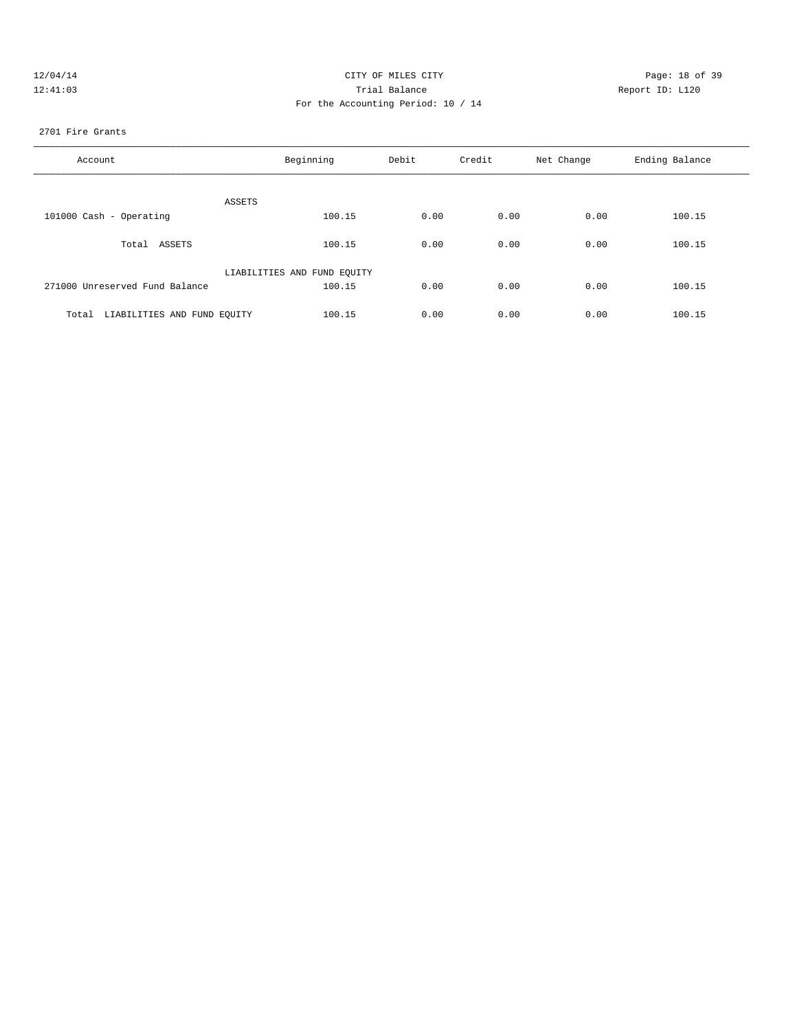CITY OF MILES CITY
Trial Balance
For the Accounting Period: 10 / 14

12/04/14
12:41:03

Report ID: L120

2701 Fire Grants

| Account | Beginning | Debit | Credit | Net Change | Ending Balance |
|---|---|---|---|---|---|
| ASSETS | | | | | |
| 101000 Cash - Operating | 100.15 | 0.00 | 0.00 | 0.00 | 100.15 |
| Total ASSETS | 100.15 | 0.00 | 0.00 | 0.00 | 100.15 |
| LIABILITIES AND FUND EQUITY | | | | | |
| 271000 Unreserved Fund Balance | 100.15 | 0.00 | 0.00 | 0.00 | 100.15 |
| Total LIABILITIES AND FUND EQUITY | 100.15 | 0.00 | 0.00 | 0.00 | 100.15 |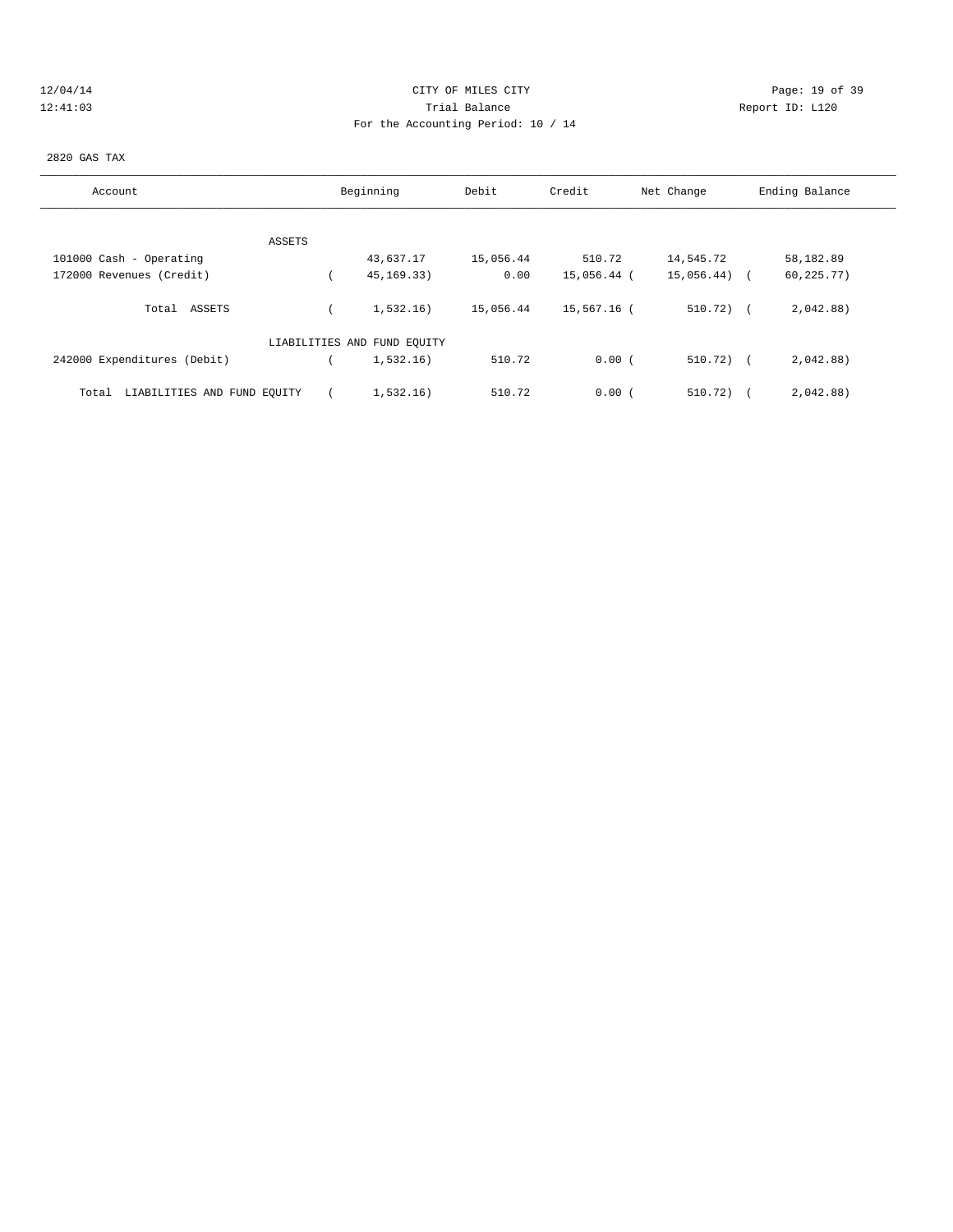CITY OF MILES CITY

Trial Balance

For the Accounting Period: 10 / 14

2820 GAS TAX

| Account | Beginning | Debit | Credit | Net Change | Ending Balance |
|---|---|---|---|---|---|
| ASSETS | | | | | |
| 101000 Cash - Operating | 43,637.17 | 15,056.44 | 510.72 | 14,545.72 | 58,182.89 |
| 172000 Revenues (Credit) | ( 45,169.33) | 0.00 | 15,056.44 | ( 15,056.44) | ( 60,225.77) |
| Total ASSETS | ( 1,532.16) | 15,056.44 | 15,567.16 | ( 510.72) | ( 2,042.88) |
| LIABILITIES AND FUND EQUITY | | | | | |
| 242000 Expenditures (Debit) | ( 1,532.16) | 510.72 | 0.00 | ( 510.72) | ( 2,042.88) |
| Total LIABILITIES AND FUND EQUITY | ( 1,532.16) | 510.72 | 0.00 | ( 510.72) | ( 2,042.88) |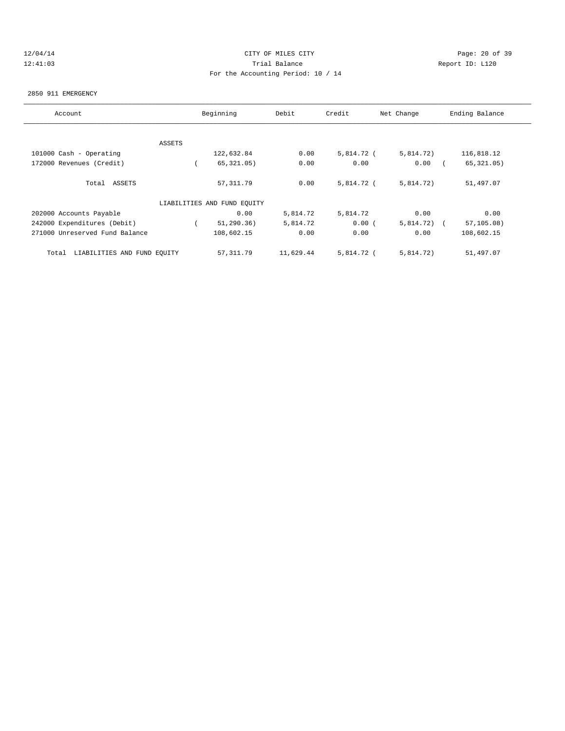CITY OF MILES CITY
Trial Balance
For the Accounting Period: 10 / 14

12/04/14
12:41:03

Report ID: L120

2850 911 EMERGENCY

| Account | Beginning | Debit | Credit | Net Change | Ending Balance |
|---|---|---|---|---|---|
| ASSETS | | | | | |
| 101000 Cash - Operating | 122,632.84 | 0.00 | 5,814.72 | ( 5,814.72) | 116,818.12 |
| 172000 Revenues (Credit) | ( 65,321.05) | 0.00 | 0.00 | 0.00 | ( 65,321.05) |
| Total ASSETS | 57,311.79 | 0.00 | 5,814.72 | ( 5,814.72) | 51,497.07 |
| LIABILITIES AND FUND EQUITY | | | | | |
| 202000 Accounts Payable | 0.00 | 5,814.72 | 5,814.72 | 0.00 | 0.00 |
| 242000 Expenditures (Debit) | ( 51,290.36) | 5,814.72 | 0.00 | ( 5,814.72) | ( 57,105.08) |
| 271000 Unreserved Fund Balance | 108,602.15 | 0.00 | 0.00 | 0.00 | 108,602.15 |
| Total LIABILITIES AND FUND EQUITY | 57,311.79 | 11,629.44 | 5,814.72 | ( 5,814.72) | 51,497.07 |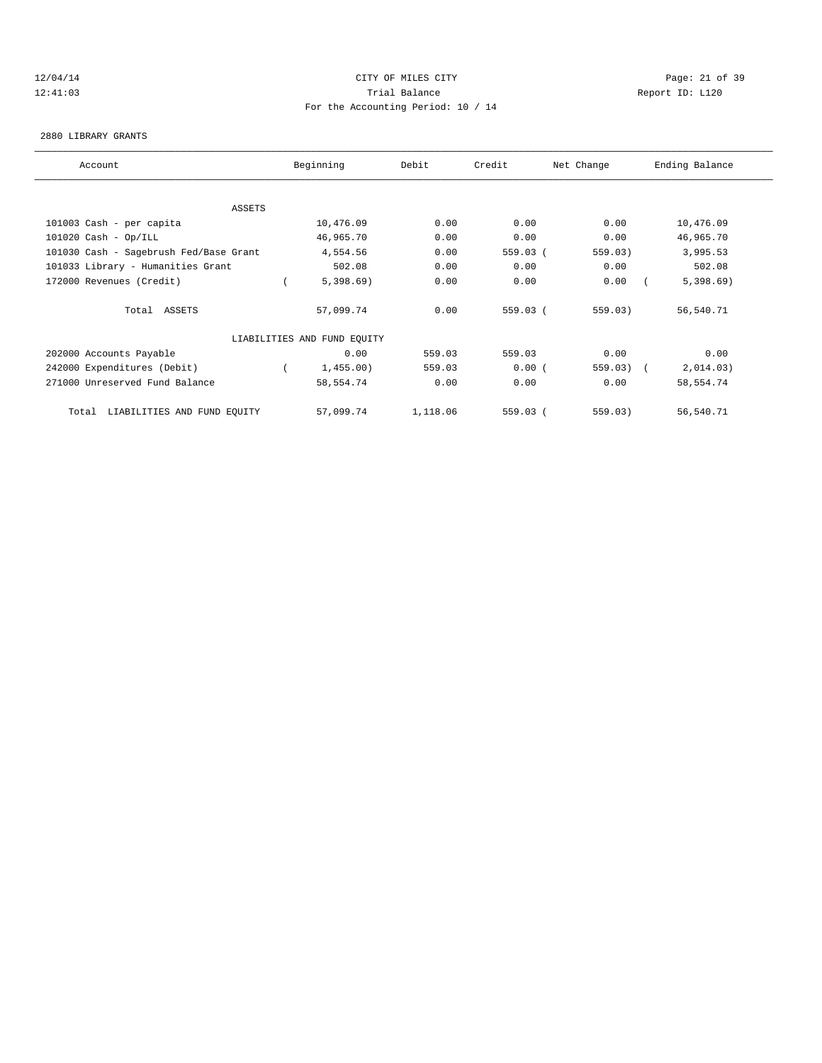CITY OF MILES CITY
Trial Balance
For the Accounting Period: 10 / 14

12/04/14
12:41:03

Report ID: L120

2880 LIBRARY GRANTS

| Account | Beginning | Debit | Credit | Net Change | Ending Balance |
|---|---|---|---|---|---|
| ASSETS | | | | | |
| 101003 Cash - per capita | 10,476.09 | 0.00 | 0.00 | 0.00 | 10,476.09 |
| 101020 Cash - Op/ILL | 46,965.70 | 0.00 | 0.00 | 0.00 | 46,965.70 |
| 101030 Cash - Sagebrush Fed/Base Grant | 4,554.56 | 0.00 | 559.03 | ( 559.03) | 3,995.53 |
| 101033 Library - Humanities Grant | 502.08 | 0.00 | 0.00 | 0.00 | 502.08 |
| 172000 Revenues (Credit) | ( 5,398.69) | 0.00 | 0.00 | 0.00 | ( 5,398.69) |
| Total ASSETS | 57,099.74 | 0.00 | 559.03 | ( 559.03) | 56,540.71 |
| LIABILITIES AND FUND EQUITY | | | | | |
| 202000 Accounts Payable | 0.00 | 559.03 | 559.03 | 0.00 | 0.00 |
| 242000 Expenditures (Debit) | ( 1,455.00) | 559.03 | 0.00 | ( 559.03) | ( 2,014.03) |
| 271000 Unreserved Fund Balance | 58,554.74 | 0.00 | 0.00 | 0.00 | 58,554.74 |
| Total LIABILITIES AND FUND EQUITY | 57,099.74 | 1,118.06 | 559.03 | ( 559.03) | 56,540.71 |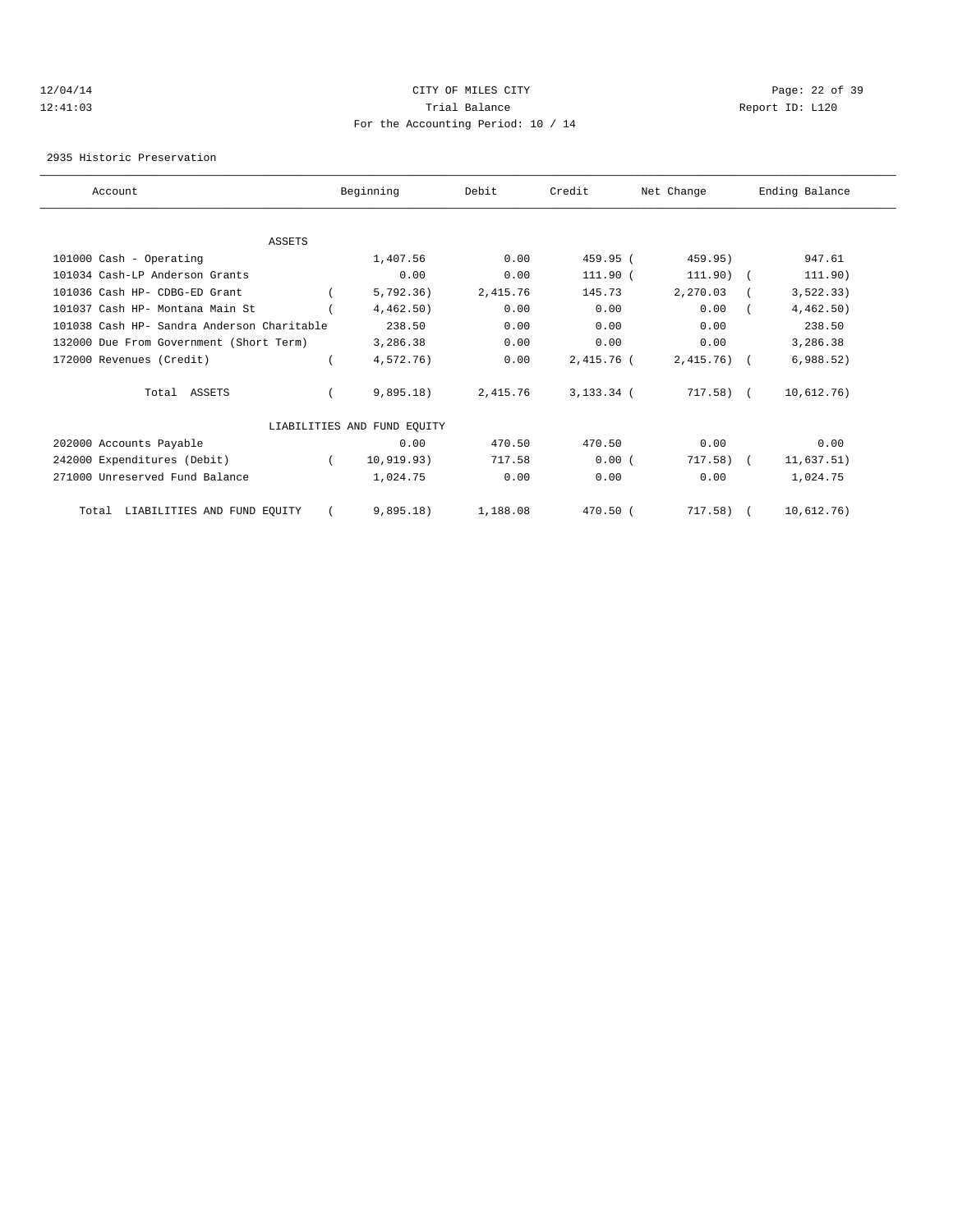CITY OF MILES CITY

Trial Balance

For the Accounting Period: 10 / 14

12/04/14
12:41:03

Report ID: L120

2935 Historic Preservation

| Account | Beginning | Debit | Credit | Net Change | Ending Balance |
|---|---|---|---|---|---|
| ASSETS | | | | | |
| 101000 Cash - Operating | 1,407.56 | 0.00 | 459.95 | ( 459.95) | 947.61 |
| 101034 Cash-LP Anderson Grants | 0.00 | 0.00 | 111.90 | ( 111.90) | ( 111.90) |
| 101036 Cash HP- CDBG-ED Grant | ( 5,792.36) | 2,415.76 | 145.73 | 2,270.03 | ( 3,522.33) |
| 101037 Cash HP- Montana Main St | ( 4,462.50) | 0.00 | 0.00 | 0.00 | ( 4,462.50) |
| 101038 Cash HP- Sandra Anderson Charitable | 238.50 | 0.00 | 0.00 | 0.00 | 238.50 |
| 132000 Due From Government (Short Term) | 3,286.38 | 0.00 | 0.00 | 0.00 | 3,286.38 |
| 172000 Revenues (Credit) | ( 4,572.76) | 0.00 | 2,415.76 | ( 2,415.76) | ( 6,988.52) |
| Total ASSETS | ( 9,895.18) | 2,415.76 | 3,133.34 | ( 717.58) | ( 10,612.76) |
| LIABILITIES AND FUND EQUITY | | | | | |
| 202000 Accounts Payable | 0.00 | 470.50 | 470.50 | 0.00 | 0.00 |
| 242000 Expenditures (Debit) | ( 10,919.93) | 717.58 | 0.00 | ( 717.58) | ( 11,637.51) |
| 271000 Unreserved Fund Balance | 1,024.75 | 0.00 | 0.00 | 0.00 | 1,024.75 |
| Total LIABILITIES AND FUND EQUITY | ( 9,895.18) | 1,188.08 | 470.50 | ( 717.58) | ( 10,612.76) |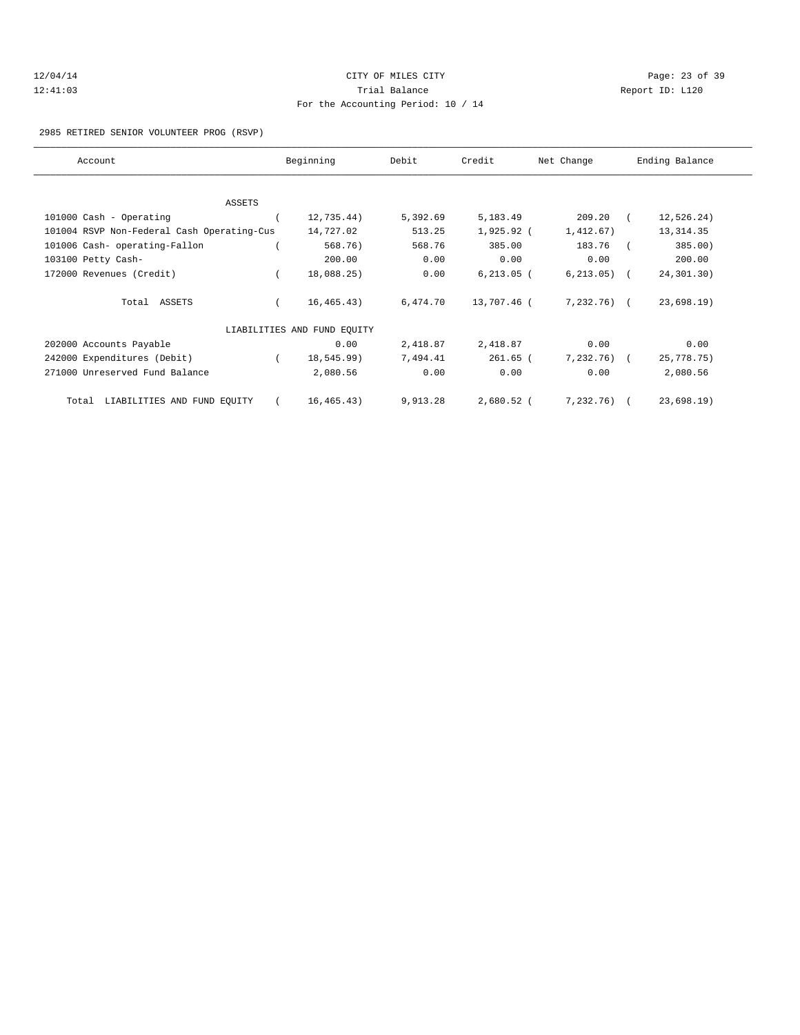CITY OF MILES CITY

Trial Balance

For the Accounting Period: 10 / 14

2985 RETIRED SENIOR VOLUNTEER PROG (RSVP)

| Account | Beginning | Debit | Credit | Net Change | Ending Balance |
|---|---|---|---|---|---|
| ASSETS | | | | | |
| 101000 Cash - Operating | ( 12,735.44) | 5,392.69 | 5,183.49 | 209.20 | ( 12,526.24) |
| 101004 RSVP Non-Federal Cash Operating-Cus | 14,727.02 | 513.25 | 1,925.92 | ( 1,412.67) | 13,314.35 |
| 101006 Cash- operating-Fallon | ( 568.76) | 568.76 | 385.00 | 183.76 | ( 385.00) |
| 103100 Petty Cash- | 200.00 | 0.00 | 0.00 | 0.00 | 200.00 |
| 172000 Revenues (Credit) | ( 18,088.25) | 0.00 | 6,213.05 | ( 6,213.05) | ( 24,301.30) |
| Total ASSETS | ( 16,465.43) | 6,474.70 | 13,707.46 | ( 7,232.76) | ( 23,698.19) |
| LIABILITIES AND FUND EQUITY | | | | | |
| 202000 Accounts Payable | 0.00 | 2,418.87 | 2,418.87 | 0.00 | 0.00 |
| 242000 Expenditures (Debit) | ( 18,545.99) | 7,494.41 | 261.65 | ( 7,232.76) | ( 25,778.75) |
| 271000 Unreserved Fund Balance | 2,080.56 | 0.00 | 0.00 | 0.00 | 2,080.56 |
| Total LIABILITIES AND FUND EQUITY | ( 16,465.43) | 9,913.28 | 2,680.52 | ( 7,232.76) | ( 23,698.19) |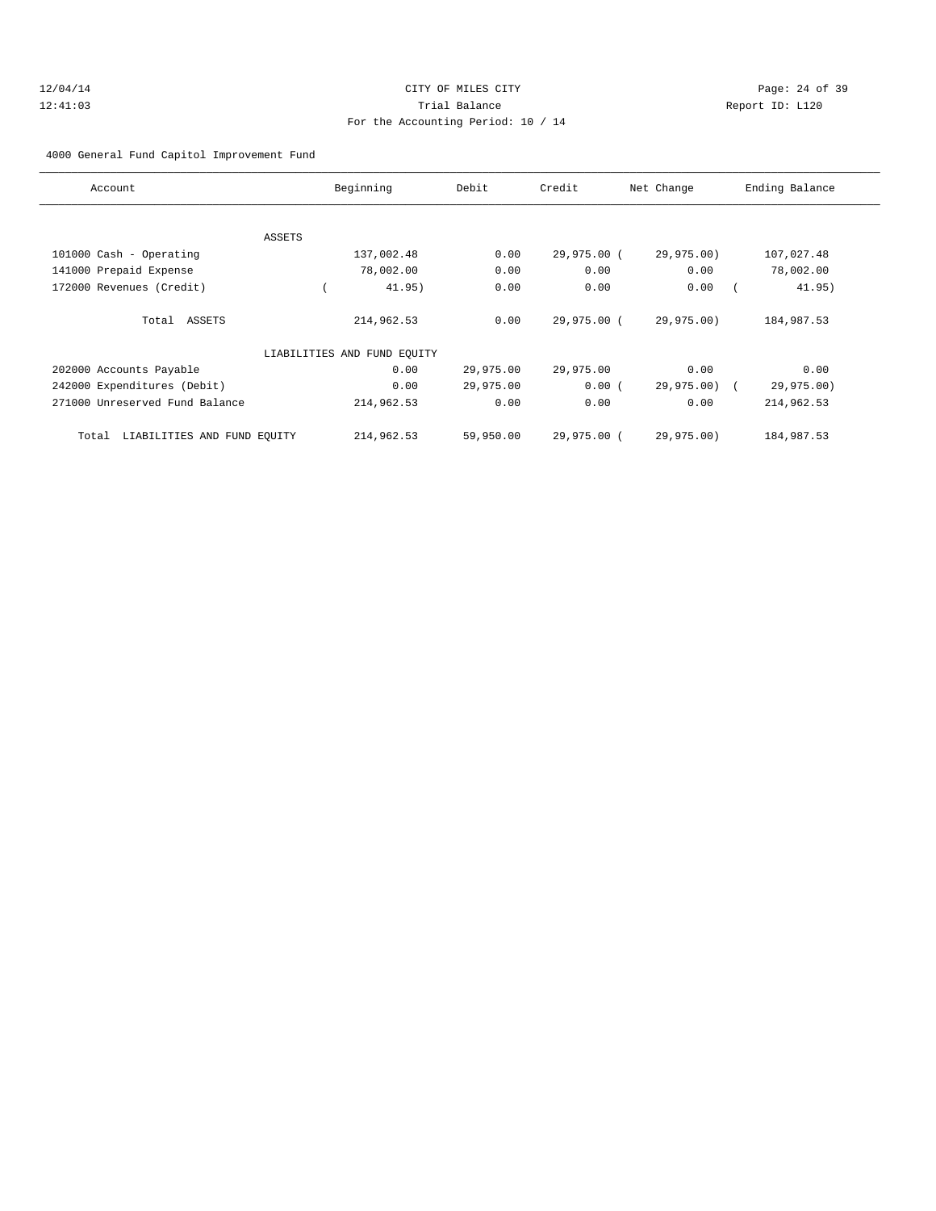CITY OF MILES CITY

Trial Balance

For the Accounting Period: 10 / 14

4000 General Fund Capitol Improvement Fund

| Account | Beginning | Debit | Credit | Net Change | Ending Balance |
|---|---|---|---|---|---|
| ASSETS | | | | | |
| 101000 Cash - Operating | 137,002.48 | 0.00 | 29,975.00 | (29,975.00) | 107,027.48 |
| 141000 Prepaid Expense | 78,002.00 | 0.00 | 0.00 | 0.00 | 78,002.00 |
| 172000 Revenues (Credit) | (41.95) | 0.00 | 0.00 | 0.00 | (41.95) |
| Total ASSETS | 214,962.53 | 0.00 | 29,975.00 | (29,975.00) | 184,987.53 |
| LIABILITIES AND FUND EQUITY | | | | | |
| 202000 Accounts Payable | 0.00 | 29,975.00 | 29,975.00 | 0.00 | 0.00 |
| 242000 Expenditures (Debit) | 0.00 | 29,975.00 | 0.00 | (29,975.00) | (29,975.00) |
| 271000 Unreserved Fund Balance | 214,962.53 | 0.00 | 0.00 | 0.00 | 214,962.53 |
| Total LIABILITIES AND FUND EQUITY | 214,962.53 | 59,950.00 | 29,975.00 | (29,975.00) | 184,987.53 |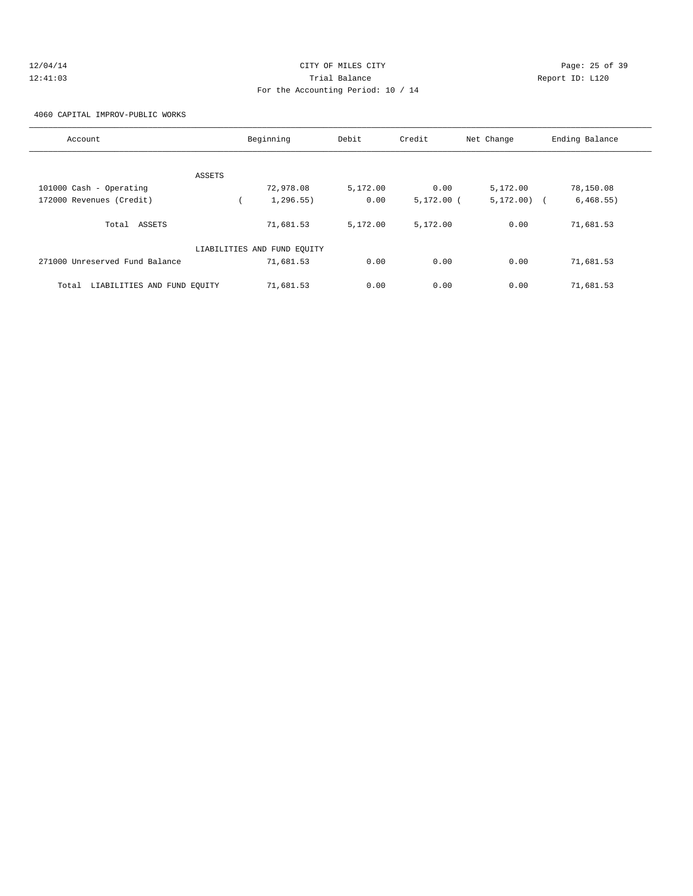CITY OF MILES CITY
Trial Balance
For the Accounting Period: 10 / 14

12/04/14
12:41:03

Report ID: L120

4060 CAPITAL IMPROV-PUBLIC WORKS

| Account | Beginning | Debit | Credit | Net Change | Ending Balance |
|---|---|---|---|---|---|
| ASSETS | | | | | |
| 101000 Cash - Operating | 72,978.08 | 5,172.00 | 0.00 | 5,172.00 | 78,150.08 |
| 172000 Revenues (Credit) | ( 1,296.55) | 0.00 | 5,172.00 | ( 5,172.00) | ( 6,468.55) |
| Total ASSETS | 71,681.53 | 5,172.00 | 5,172.00 | 0.00 | 71,681.53 |
| LIABILITIES AND FUND EQUITY | | | | | |
| 271000 Unreserved Fund Balance | 71,681.53 | 0.00 | 0.00 | 0.00 | 71,681.53 |
| Total LIABILITIES AND FUND EQUITY | 71,681.53 | 0.00 | 0.00 | 0.00 | 71,681.53 |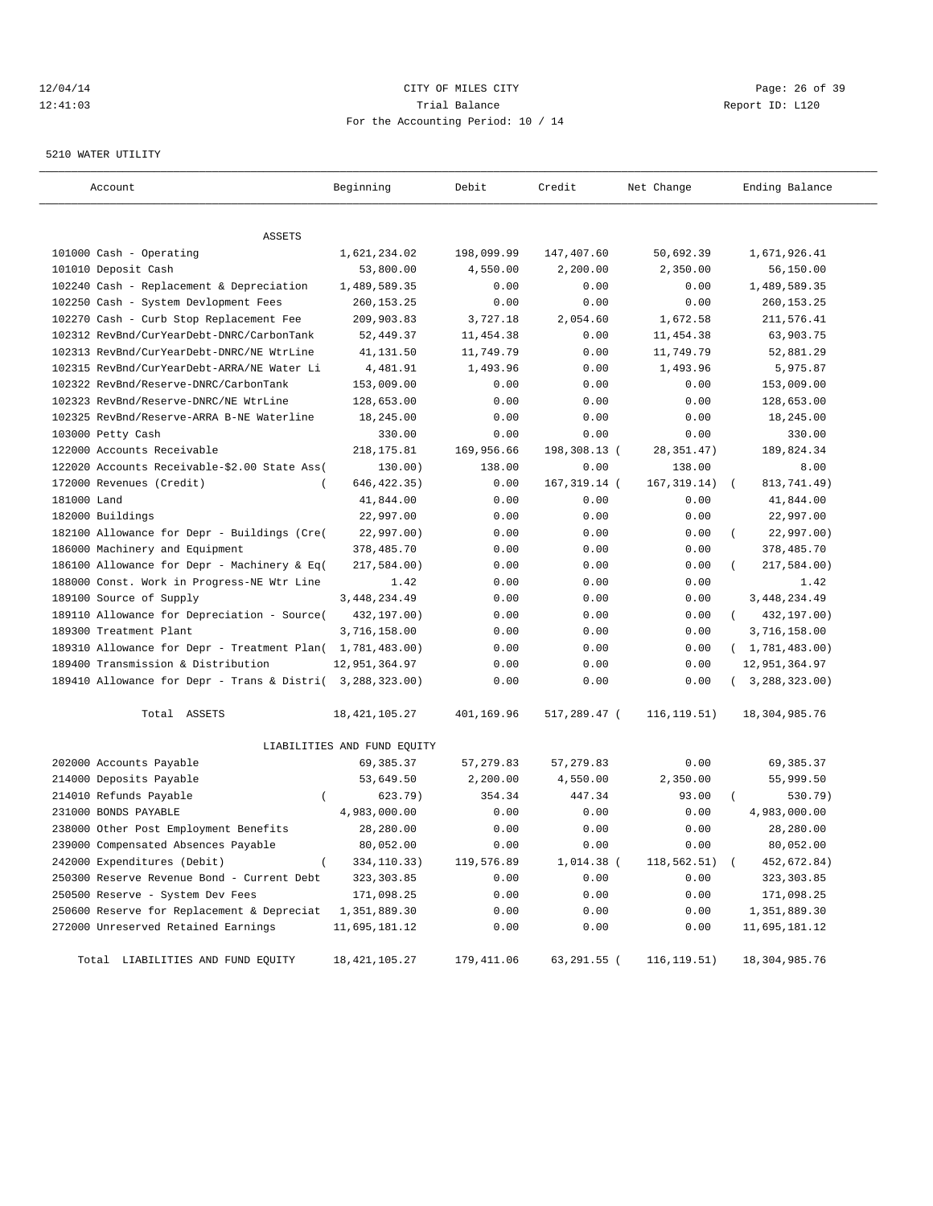CITY OF MILES CITY

Trial Balance

For the Accounting Period: 10 / 14

5210 WATER UTILITY

| Account | Beginning | Debit | Credit | Net Change | Ending Balance |
|---|---|---|---|---|---|
| ASSETS | | | | | |
| 101000 Cash - Operating | 1,621,234.02 | 198,099.99 | 147,407.60 | 50,692.39 | 1,671,926.41 |
| 101010 Deposit Cash | 53,800.00 | 4,550.00 | 2,200.00 | 2,350.00 | 56,150.00 |
| 102240 Cash - Replacement & Depreciation | 1,489,589.35 | 0.00 | 0.00 | 0.00 | 1,489,589.35 |
| 102250 Cash - System Devlopment Fees | 260,153.25 | 0.00 | 0.00 | 0.00 | 260,153.25 |
| 102270 Cash - Curb Stop Replacement Fee | 209,903.83 | 3,727.18 | 2,054.60 | 1,672.58 | 211,576.41 |
| 102312 RevBnd/CurYearDebt-DNRC/CarbonTank | 52,449.37 | 11,454.38 | 0.00 | 11,454.38 | 63,903.75 |
| 102313 RevBnd/CurYearDebt-DNRC/NE WtrLine | 41,131.50 | 11,749.79 | 0.00 | 11,749.79 | 52,881.29 |
| 102315 RevBnd/CurYearDebt-ARRA/NE Water Li | 4,481.91 | 1,493.96 | 0.00 | 1,493.96 | 5,975.87 |
| 102322 RevBnd/Reserve-DNRC/CarbonTank | 153,009.00 | 0.00 | 0.00 | 0.00 | 153,009.00 |
| 102323 RevBnd/Reserve-DNRC/NE WtrLine | 128,653.00 | 0.00 | 0.00 | 0.00 | 128,653.00 |
| 102325 RevBnd/Reserve-ARRA B-NE Waterline | 18,245.00 | 0.00 | 0.00 | 0.00 | 18,245.00 |
| 103000 Petty Cash | 330.00 | 0.00 | 0.00 | 0.00 | 330.00 |
| 122000 Accounts Receivable | 218,175.81 | 169,956.66 | 198,308.13 | ( 28,351.47) | 189,824.34 |
| 122020 Accounts Receivable-$2.00 State Ass( | 130.00) | 138.00 | 0.00 | 138.00 | 8.00 |
| 172000 Revenues (Credit) | ( 646,422.35) | 0.00 | 167,319.14 | ( 167,319.14) | ( 813,741.49) |
| 181000 Land | 41,844.00 | 0.00 | 0.00 | 0.00 | 41,844.00 |
| 182000 Buildings | 22,997.00 | 0.00 | 0.00 | 0.00 | 22,997.00 |
| 182100 Allowance for Depr - Buildings (Cre( | 22,997.00) | 0.00 | 0.00 | 0.00 | ( 22,997.00) |
| 186000 Machinery and Equipment | 378,485.70 | 0.00 | 0.00 | 0.00 | 378,485.70 |
| 186100 Allowance for Depr - Machinery & Eq( | 217,584.00) | 0.00 | 0.00 | 0.00 | ( 217,584.00) |
| 188000 Const. Work in Progress-NE Wtr Line | 1.42 | 0.00 | 0.00 | 0.00 | 1.42 |
| 189100 Source of Supply | 3,448,234.49 | 0.00 | 0.00 | 0.00 | 3,448,234.49 |
| 189110 Allowance for Depreciation - Source( | 432,197.00) | 0.00 | 0.00 | 0.00 | ( 432,197.00) |
| 189300 Treatment Plant | 3,716,158.00 | 0.00 | 0.00 | 0.00 | 3,716,158.00 |
| 189310 Allowance for Depr - Treatment Plan( | 1,781,483.00) | 0.00 | 0.00 | 0.00 | ( 1,781,483.00) |
| 189400 Transmission & Distribution | 12,951,364.97 | 0.00 | 0.00 | 0.00 | 12,951,364.97 |
| 189410 Allowance for Depr - Trans & Distri( | 3,288,323.00) | 0.00 | 0.00 | 0.00 | ( 3,288,323.00) |
| Total ASSETS | 18,421,105.27 | 401,169.96 | 517,289.47 | ( 116,119.51) | 18,304,985.76 |
| LIABILITIES AND FUND EQUITY | | | | | |
| 202000 Accounts Payable | 69,385.37 | 57,279.83 | 57,279.83 | 0.00 | 69,385.37 |
| 214000 Deposits Payable | 53,649.50 | 2,200.00 | 4,550.00 | 2,350.00 | 55,999.50 |
| 214010 Refunds Payable | ( 623.79) | 354.34 | 447.34 | 93.00 | ( 530.79) |
| 231000 BONDS PAYABLE | 4,983,000.00 | 0.00 | 0.00 | 0.00 | 4,983,000.00 |
| 238000 Other Post Employment Benefits | 28,280.00 | 0.00 | 0.00 | 0.00 | 28,280.00 |
| 239000 Compensated Absences Payable | 80,052.00 | 0.00 | 0.00 | 0.00 | 80,052.00 |
| 242000 Expenditures (Debit) | ( 334,110.33) | 119,576.89 | 1,014.38 | ( 118,562.51) | ( 452,672.84) |
| 250300 Reserve Revenue Bond - Current Debt | 323,303.85 | 0.00 | 0.00 | 0.00 | 323,303.85 |
| 250500 Reserve - System Dev Fees | 171,098.25 | 0.00 | 0.00 | 0.00 | 171,098.25 |
| 250600 Reserve for Replacement & Depreciat | 1,351,889.30 | 0.00 | 0.00 | 0.00 | 1,351,889.30 |
| 272000 Unreserved Retained Earnings | 11,695,181.12 | 0.00 | 0.00 | 0.00 | 11,695,181.12 |
| Total LIABILITIES AND FUND EQUITY | 18,421,105.27 | 179,411.06 | 63,291.55 | ( 116,119.51) | 18,304,985.76 |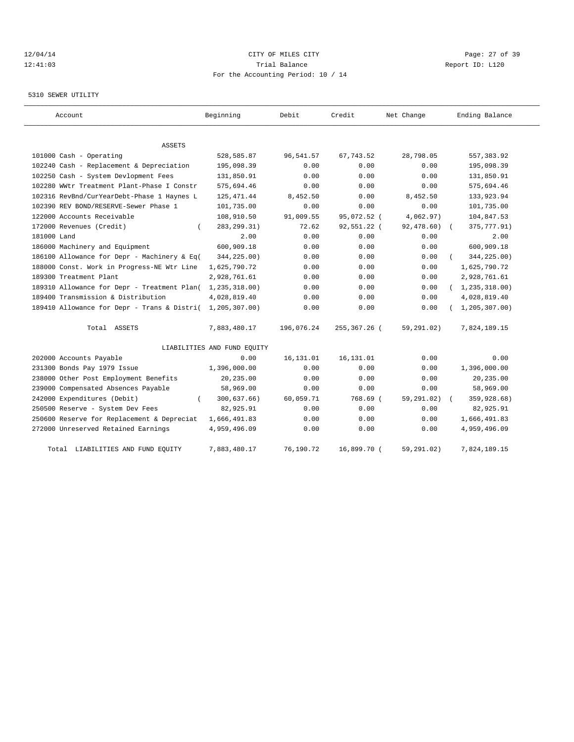CITY OF MILES CITY
Trial Balance
For the Accounting Period: 10 / 14

12/04/14
12:41:03

Report ID: L120

5310 SEWER UTILITY

| Account | Beginning | Debit | Credit | Net Change | Ending Balance |
|---|---|---|---|---|---|
| ASSETS | | | | | |
| 101000 Cash - Operating | 528,585.87 | 96,541.57 | 67,743.52 | 28,798.05 | 557,383.92 |
| 102240 Cash - Replacement & Depreciation | 195,098.39 | 0.00 | 0.00 | 0.00 | 195,098.39 |
| 102250 Cash - System Devlopment Fees | 131,850.91 | 0.00 | 0.00 | 0.00 | 131,850.91 |
| 102280 WWtr Treatment Plant-Phase I Constr | 575,694.46 | 0.00 | 0.00 | 0.00 | 575,694.46 |
| 102316 RevBnd/CurYearDebt-Phase 1 Haynes L | 125,471.44 | 8,452.50 | 0.00 | 8,452.50 | 133,923.94 |
| 102390 REV BOND/RESERVE-Sewer Phase 1 | 101,735.00 | 0.00 | 0.00 | 0.00 | 101,735.00 |
| 122000 Accounts Receivable | 108,910.50 | 91,009.55 | 95,072.52 | ( 4,062.97) | 104,847.53 |
| 172000 Revenues (Credit) | ( 283,299.31) | 72.62 | 92,551.22 | ( 92,478.60) | ( 375,777.91) |
| 181000 Land | 2.00 | 0.00 | 0.00 | 0.00 | 2.00 |
| 186000 Machinery and Equipment | 600,909.18 | 0.00 | 0.00 | 0.00 | 600,909.18 |
| 186100 Allowance for Depr - Machinery & Eq | ( 344,225.00) | 0.00 | 0.00 | 0.00 | ( 344,225.00) |
| 188000 Const. Work in Progress-NE Wtr Line | 1,625,790.72 | 0.00 | 0.00 | 0.00 | 1,625,790.72 |
| 189300 Treatment Plant | 2,928,761.61 | 0.00 | 0.00 | 0.00 | 2,928,761.61 |
| 189310 Allowance for Depr - Treatment Plan | ( 1,235,318.00) | 0.00 | 0.00 | 0.00 | ( 1,235,318.00) |
| 189400 Transmission & Distribution | 4,028,819.40 | 0.00 | 0.00 | 0.00 | 4,028,819.40 |
| 189410 Allowance for Depr - Trans & Distri | ( 1,205,307.00) | 0.00 | 0.00 | 0.00 | ( 1,205,307.00) |
| Total ASSETS | 7,883,480.17 | 196,076.24 | 255,367.26 | ( 59,291.02) | 7,824,189.15 |
| LIABILITIES AND FUND EQUITY | | | | | |
| 202000 Accounts Payable | 0.00 | 16,131.01 | 16,131.01 | 0.00 | 0.00 |
| 231300 Bonds Pay 1979 Issue | 1,396,000.00 | 0.00 | 0.00 | 0.00 | 1,396,000.00 |
| 238000 Other Post Employment Benefits | 20,235.00 | 0.00 | 0.00 | 0.00 | 20,235.00 |
| 239000 Compensated Absences Payable | 58,969.00 | 0.00 | 0.00 | 0.00 | 58,969.00 |
| 242000 Expenditures (Debit) | ( 300,637.66) | 60,059.71 | 768.69 | ( 59,291.02) | ( 359,928.68) |
| 250500 Reserve - System Dev Fees | 82,925.91 | 0.00 | 0.00 | 0.00 | 82,925.91 |
| 250600 Reserve for Replacement & Depreciat | 1,666,491.83 | 0.00 | 0.00 | 0.00 | 1,666,491.83 |
| 272000 Unreserved Retained Earnings | 4,959,496.09 | 0.00 | 0.00 | 0.00 | 4,959,496.09 |
| Total LIABILITIES AND FUND EQUITY | 7,883,480.17 | 76,190.72 | 16,899.70 | ( 59,291.02) | 7,824,189.15 |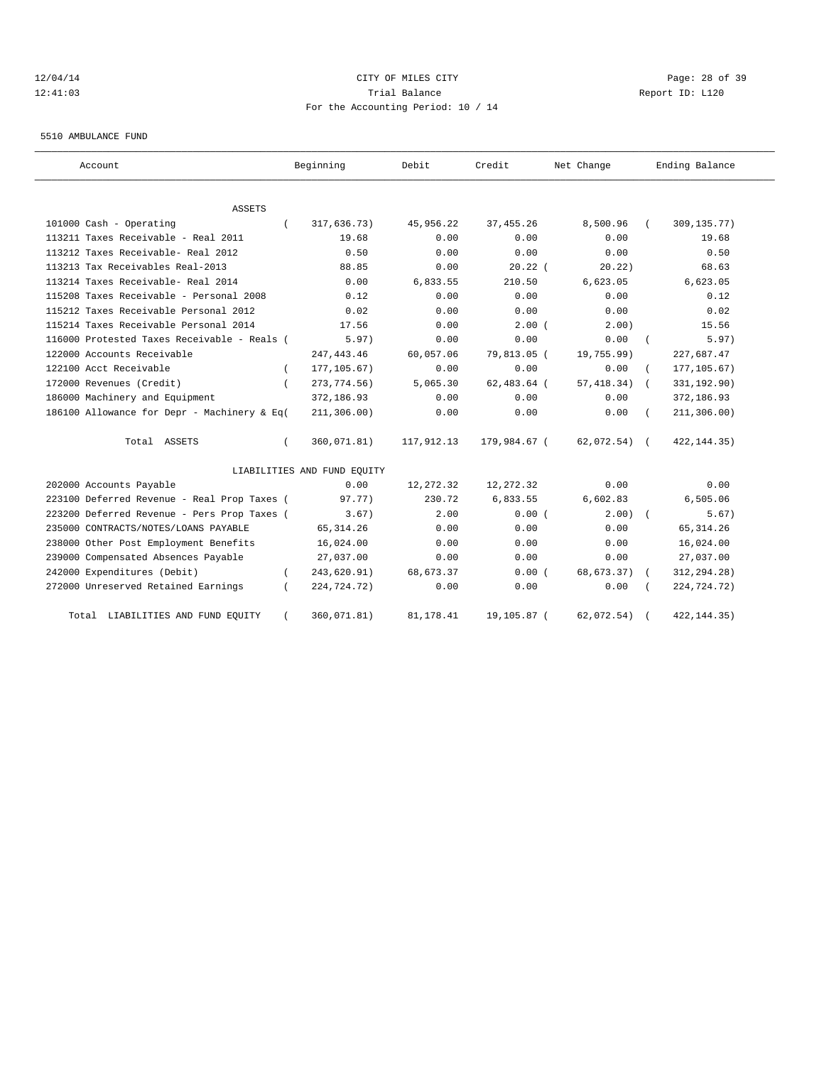CITY OF MILES CITY
Trial Balance
For the Accounting Period: 10 / 14

5510 AMBULANCE FUND

| Account | Beginning | Debit | Credit | Net Change | Ending Balance |
|---|---|---|---|---|---|
| ASSETS | | | | | |
| 101000 Cash - Operating | ( 317,636.73) | 45,956.22 | 37,455.26 | 8,500.96 | ( 309,135.77) |
| 113211 Taxes Receivable - Real 2011 | 19.68 | 0.00 | 0.00 | 0.00 | 19.68 |
| 113212 Taxes Receivable- Real 2012 | 0.50 | 0.00 | 0.00 | 0.00 | 0.50 |
| 113213 Tax Receivables Real-2013 | 88.85 | 0.00 | 20.22 | ( 20.22) | 68.63 |
| 113214 Taxes Receivable- Real 2014 | 0.00 | 6,833.55 | 210.50 | 6,623.05 | 6,623.05 |
| 115208 Taxes Receivable - Personal 2008 | 0.12 | 0.00 | 0.00 | 0.00 | 0.12 |
| 115212 Taxes Receivable Personal 2012 | 0.02 | 0.00 | 0.00 | 0.00 | 0.02 |
| 115214 Taxes Receivable Personal 2014 | 17.56 | 0.00 | 2.00 | ( 2.00) | 15.56 |
| 116000 Protested Taxes Receivable - Reals | ( 5.97) | 0.00 | 0.00 | 0.00 | ( 5.97) |
| 122000 Accounts Receivable | 247,443.46 | 60,057.06 | 79,813.05 | ( 19,755.99) | 227,687.47 |
| 122100 Acct Receivable | ( 177,105.67) | 0.00 | 0.00 | 0.00 | ( 177,105.67) |
| 172000 Revenues (Credit) | ( 273,774.56) | 5,065.30 | 62,483.64 | ( 57,418.34) | ( 331,192.90) |
| 186000 Machinery and Equipment | 372,186.93 | 0.00 | 0.00 | 0.00 | 372,186.93 |
| 186100 Allowance for Depr - Machinery & Eq | ( 211,306.00) | 0.00 | 0.00 | 0.00 | ( 211,306.00) |
| Total ASSETS | ( 360,071.81) | 117,912.13 | 179,984.67 | ( 62,072.54) | ( 422,144.35) |
| LIABILITIES AND FUND EQUITY | | | | | |
| 202000 Accounts Payable | 0.00 | 12,272.32 | 12,272.32 | 0.00 | 0.00 |
| 223100 Deferred Revenue - Real Prop Taxes | ( 97.77) | 230.72 | 6,833.55 | 6,602.83 | 6,505.06 |
| 223200 Deferred Revenue - Pers Prop Taxes | ( 3.67) | 2.00 | 0.00 | ( 2.00) | ( 5.67) |
| 235000 CONTRACTS/NOTES/LOANS PAYABLE | 65,314.26 | 0.00 | 0.00 | 0.00 | 65,314.26 |
| 238000 Other Post Employment Benefits | 16,024.00 | 0.00 | 0.00 | 0.00 | 16,024.00 |
| 239000 Compensated Absences Payable | 27,037.00 | 0.00 | 0.00 | 0.00 | 27,037.00 |
| 242000 Expenditures (Debit) | ( 243,620.91) | 68,673.37 | 0.00 | ( 68,673.37) | ( 312,294.28) |
| 272000 Unreserved Retained Earnings | ( 224,724.72) | 0.00 | 0.00 | 0.00 | ( 224,724.72) |
| Total LIABILITIES AND FUND EQUITY | ( 360,071.81) | 81,178.41 | 19,105.87 | ( 62,072.54) | ( 422,144.35) |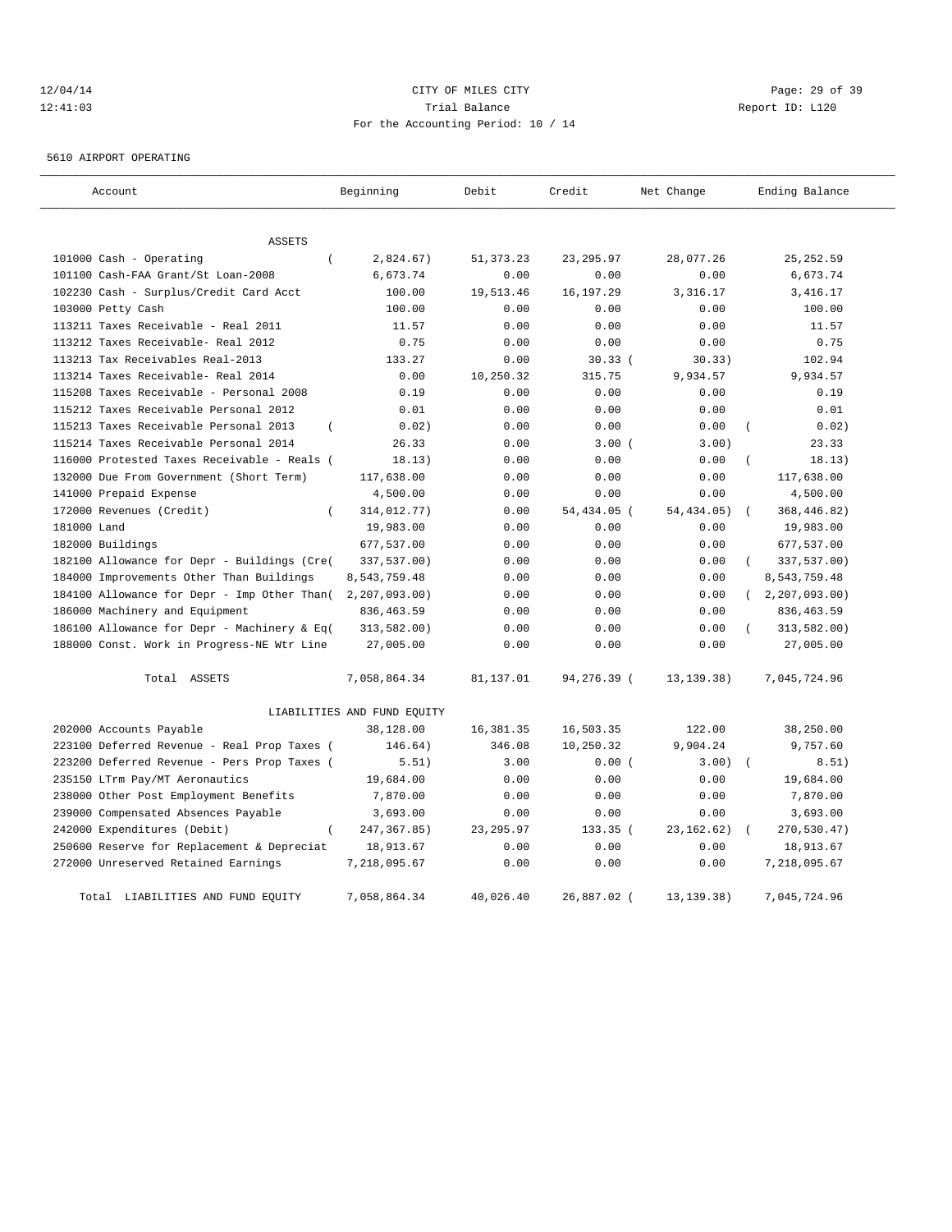CITY OF MILES CITY
Trial Balance
For the Accounting Period: 10 / 14

5610 AIRPORT OPERATING

| Account | Beginning | Debit | Credit | Net Change | Ending Balance |
|---|---|---|---|---|---|
| ASSETS | | | | | |
| 101000 Cash - Operating | (2,824.67) | 51,373.23 | 23,295.97 | 28,077.26 | 25,252.59 |
| 101100 Cash-FAA Grant/St Loan-2008 | 6,673.74 | 0.00 | 0.00 | 0.00 | 6,673.74 |
| 102230 Cash - Surplus/Credit Card Acct | 100.00 | 19,513.46 | 16,197.29 | 3,316.17 | 3,416.17 |
| 103000 Petty Cash | 100.00 | 0.00 | 0.00 | 0.00 | 100.00 |
| 113211 Taxes Receivable - Real 2011 | 11.57 | 0.00 | 0.00 | 0.00 | 11.57 |
| 113212 Taxes Receivable- Real 2012 | 0.75 | 0.00 | 0.00 | 0.00 | 0.75 |
| 113213 Tax Receivables Real-2013 | 133.27 | 0.00 | 30.33 | (30.33) | 102.94 |
| 113214 Taxes Receivable- Real 2014 | 0.00 | 10,250.32 | 315.75 | 9,934.57 | 9,934.57 |
| 115208 Taxes Receivable - Personal 2008 | 0.19 | 0.00 | 0.00 | 0.00 | 0.19 |
| 115212 Taxes Receivable Personal 2012 | 0.01 | 0.00 | 0.00 | 0.00 | 0.01 |
| 115213 Taxes Receivable Personal 2013 | (0.02) | 0.00 | 0.00 | 0.00 | (0.02) |
| 115214 Taxes Receivable Personal 2014 | 26.33 | 0.00 | 3.00 | (3.00) | 23.33 |
| 116000 Protested Taxes Receivable - Reals | (18.13) | 0.00 | 0.00 | 0.00 | (18.13) |
| 132000 Due From Government (Short Term) | 117,638.00 | 0.00 | 0.00 | 0.00 | 117,638.00 |
| 141000 Prepaid Expense | 4,500.00 | 0.00 | 0.00 | 0.00 | 4,500.00 |
| 172000 Revenues (Credit) | (314,012.77) | 0.00 | 54,434.05 | (54,434.05) | (368,446.82) |
| 181000 Land | 19,983.00 | 0.00 | 0.00 | 0.00 | 19,983.00 |
| 182000 Buildings | 677,537.00 | 0.00 | 0.00 | 0.00 | 677,537.00 |
| 182100 Allowance for Depr - Buildings (Cre | (337,537.00) | 0.00 | 0.00 | 0.00 | (337,537.00) |
| 184000 Improvements Other Than Buildings | 8,543,759.48 | 0.00 | 0.00 | 0.00 | 8,543,759.48 |
| 184100 Allowance for Depr - Imp Other Than | (2,207,093.00) | 0.00 | 0.00 | 0.00 | (2,207,093.00) |
| 186000 Machinery and Equipment | 836,463.59 | 0.00 | 0.00 | 0.00 | 836,463.59 |
| 186100 Allowance for Depr - Machinery & Eq | (313,582.00) | 0.00 | 0.00 | 0.00 | (313,582.00) |
| 188000 Const. Work in Progress-NE Wtr Line | 27,005.00 | 0.00 | 0.00 | 0.00 | 27,005.00 |
| Total ASSETS | 7,058,864.34 | 81,137.01 | 94,276.39 | (13,139.38) | 7,045,724.96 |
| LIABILITIES AND FUND EQUITY | | | | | |
| 202000 Accounts Payable | 38,128.00 | 16,381.35 | 16,503.35 | 122.00 | 38,250.00 |
| 223100 Deferred Revenue - Real Prop Taxes | (146.64) | 346.08 | 10,250.32 | 9,904.24 | 9,757.60 |
| 223200 Deferred Revenue - Pers Prop Taxes | (5.51) | 3.00 | 0.00 | (3.00) | (8.51) |
| 235150 LTrm Pay/MT Aeronautics | 19,684.00 | 0.00 | 0.00 | 0.00 | 19,684.00 |
| 238000 Other Post Employment Benefits | 7,870.00 | 0.00 | 0.00 | 0.00 | 7,870.00 |
| 239000 Compensated Absences Payable | 3,693.00 | 0.00 | 0.00 | 0.00 | 3,693.00 |
| 242000 Expenditures (Debit) | (247,367.85) | 23,295.97 | 133.35 | (23,162.62) | (270,530.47) |
| 250600 Reserve for Replacement & Depreciat | 18,913.67 | 0.00 | 0.00 | 0.00 | 18,913.67 |
| 272000 Unreserved Retained Earnings | 7,218,095.67 | 0.00 | 0.00 | 0.00 | 7,218,095.67 |
| Total LIABILITIES AND FUND EQUITY | 7,058,864.34 | 40,026.40 | 26,887.02 | (13,139.38) | 7,045,724.96 |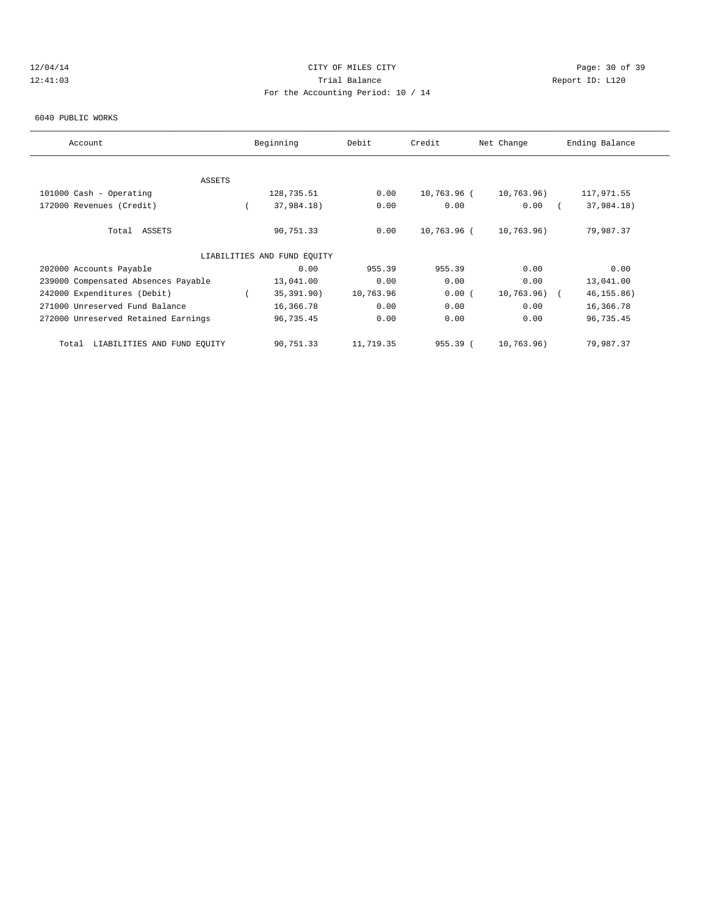CITY OF MILES CITY

Trial Balance

For the Accounting Period: 10 / 14

12/04/14
12:41:03

Report ID: L120

6040 PUBLIC WORKS

| Account | Beginning | Debit | Credit | Net Change | Ending Balance |
|---|---|---|---|---|---|
| ASSETS | | | | | |
| 101000 Cash - Operating | 128,735.51 | 0.00 | 10,763.96 | (10,763.96) | 117,971.55 |
| 172000 Revenues (Credit) | (37,984.18) | 0.00 | 0.00 | 0.00 | (37,984.18) |
| Total ASSETS | 90,751.33 | 0.00 | 10,763.96 | (10,763.96) | 79,987.37 |
| LIABILITIES AND FUND EQUITY | | | | | |
| 202000 Accounts Payable | 0.00 | 955.39 | 955.39 | 0.00 | 0.00 |
| 239000 Compensated Absences Payable | 13,041.00 | 0.00 | 0.00 | 0.00 | 13,041.00 |
| 242000 Expenditures (Debit) | (35,391.90) | 10,763.96 | 0.00 | (10,763.96) | (46,155.86) |
| 271000 Unreserved Fund Balance | 16,366.78 | 0.00 | 0.00 | 0.00 | 16,366.78 |
| 272000 Unreserved Retained Earnings | 96,735.45 | 0.00 | 0.00 | 0.00 | 96,735.45 |
| Total LIABILITIES AND FUND EQUITY | 90,751.33 | 11,719.35 | 955.39 | (10,763.96) | 79,987.37 |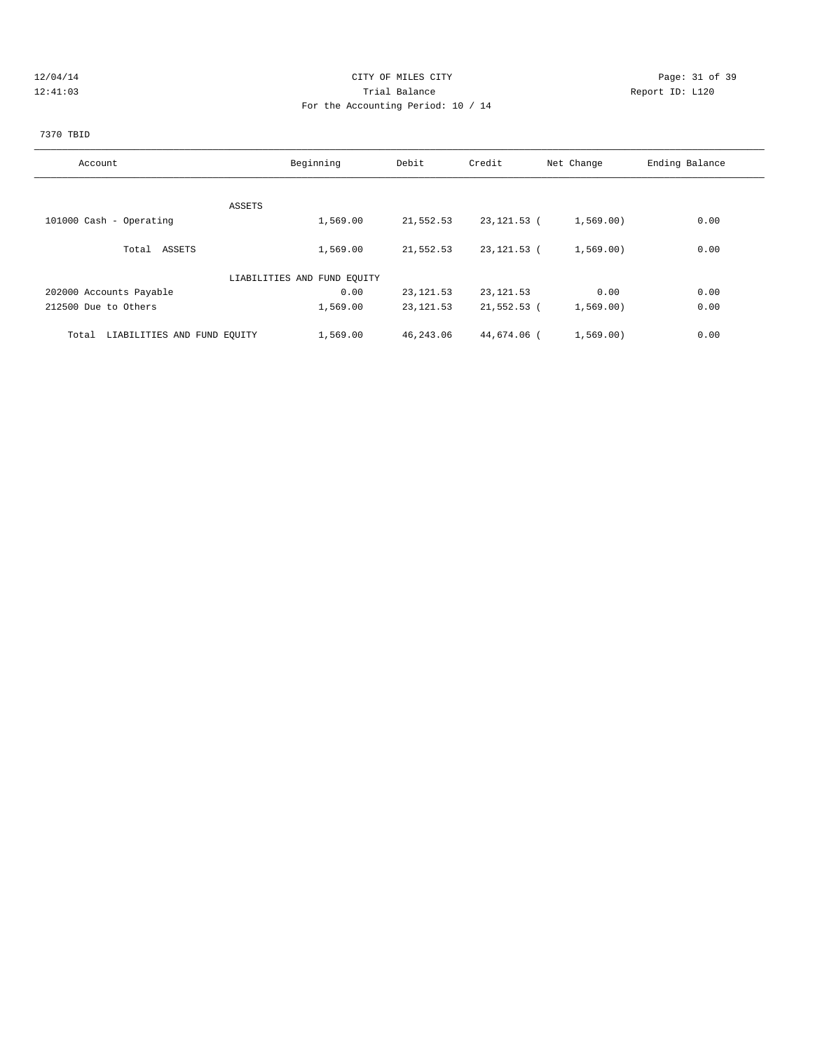CITY OF MILES CITY
Trial Balance
For the Accounting Period: 10 / 14

12/04/14
12:41:03

Report ID: L120

7370 TBID

| Account | Beginning | Debit | Credit | Net Change | Ending Balance |
|---|---|---|---|---|---|
| ASSETS | | | | | |
| 101000 Cash - Operating | 1,569.00 | 21,552.53 | 23,121.53 | ( 1,569.00) | 0.00 |
| Total ASSETS | 1,569.00 | 21,552.53 | 23,121.53 | ( 1,569.00) | 0.00 |
| LIABILITIES AND FUND EQUITY | | | | | |
| 202000 Accounts Payable | 0.00 | 23,121.53 | 23,121.53 | 0.00 | 0.00 |
| 212500 Due to Others | 1,569.00 | 23,121.53 | 21,552.53 | ( 1,569.00) | 0.00 |
| Total LIABILITIES AND FUND EQUITY | 1,569.00 | 46,243.06 | 44,674.06 | ( 1,569.00) | 0.00 |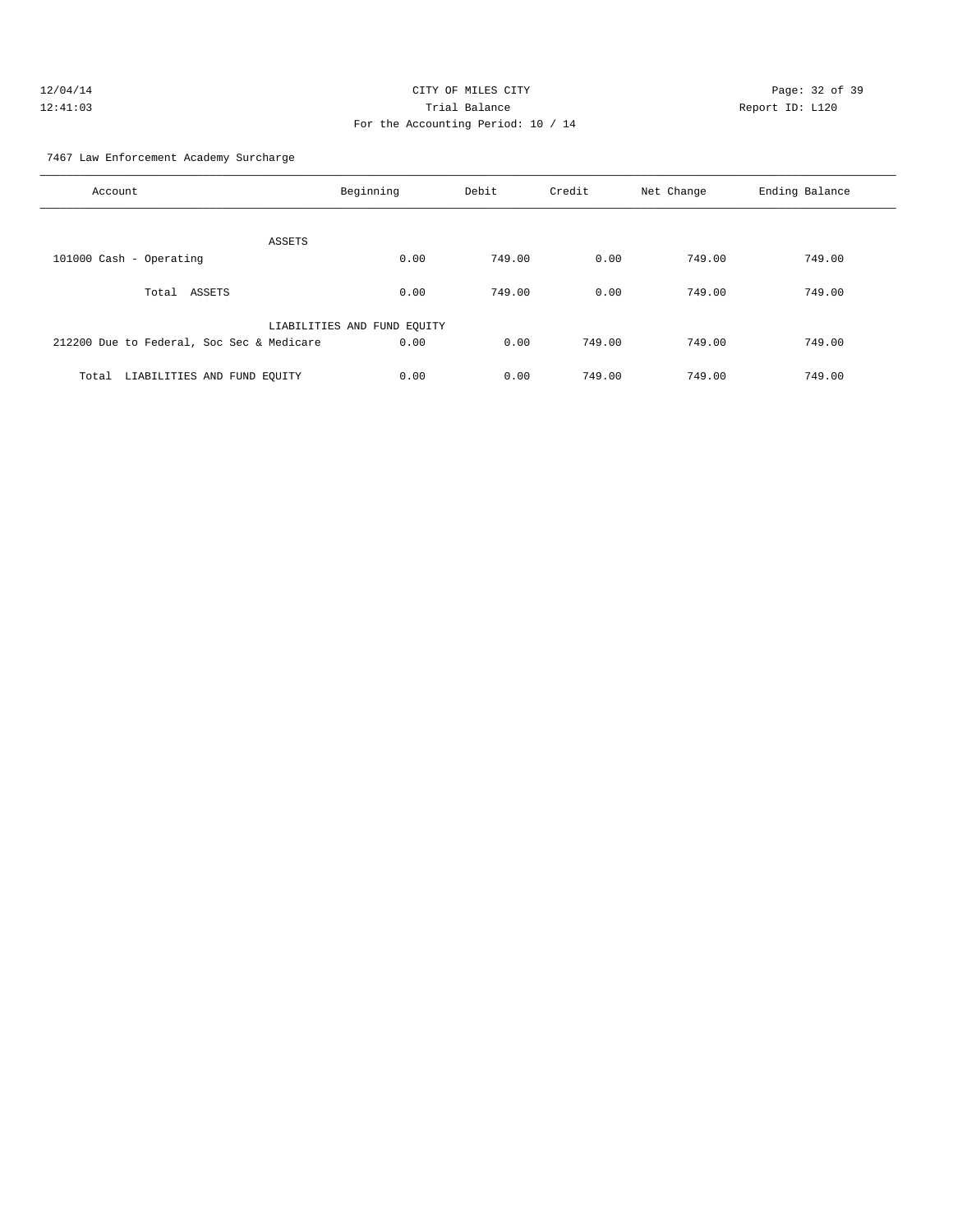CITY OF MILES CITY
Trial Balance
For the Accounting Period: 10 / 14

12/04/14
12:41:03

Report ID: L120

7467 Law Enforcement Academy Surcharge

| Account | Beginning | Debit | Credit | Net Change | Ending Balance |
|---|---|---|---|---|---|
| ASSETS | | | | | |
| 101000 Cash - Operating | 0.00 | 749.00 | 0.00 | 749.00 | 749.00 |
| Total ASSETS | 0.00 | 749.00 | 0.00 | 749.00 | 749.00 |
| LIABILITIES AND FUND EQUITY | | | | | |
| 212200 Due to Federal, Soc Sec & Medicare | 0.00 | 0.00 | 749.00 | 749.00 | 749.00 |
| Total LIABILITIES AND FUND EQUITY | 0.00 | 0.00 | 749.00 | 749.00 | 749.00 |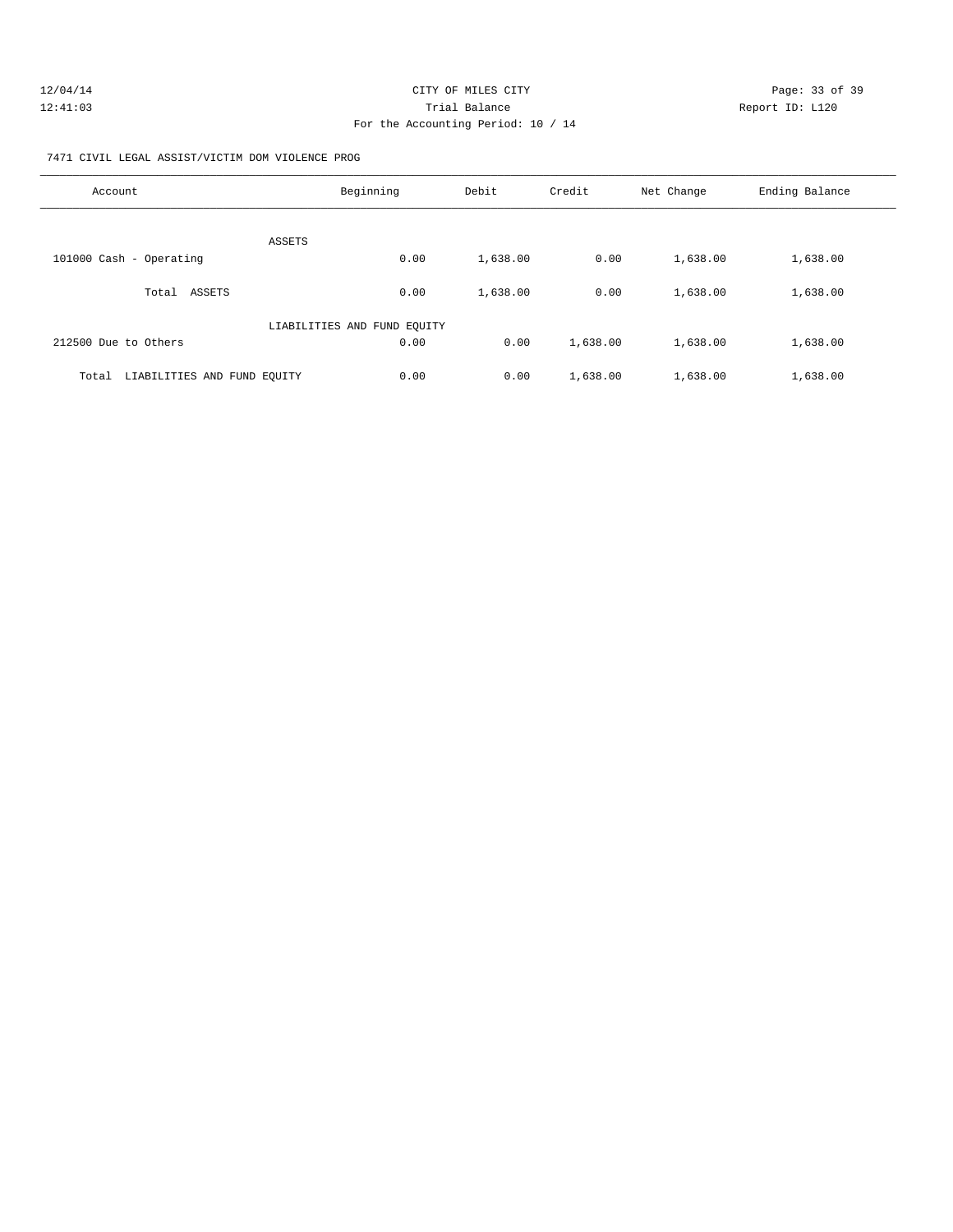CITY OF MILES CITY

Trial Balance

For the Accounting Period: 10 / 14

7471 CIVIL LEGAL ASSIST/VICTIM DOM VIOLENCE PROG

| Account | Beginning | Debit | Credit | Net Change | Ending Balance |
|---|---|---|---|---|---|
| ASSETS | | | | | |
| 101000 Cash - Operating | 0.00 | 1,638.00 | 0.00 | 1,638.00 | 1,638.00 |
| Total ASSETS | 0.00 | 1,638.00 | 0.00 | 1,638.00 | 1,638.00 |
| LIABILITIES AND FUND EQUITY | | | | | |
| 212500 Due to Others | 0.00 | 0.00 | 1,638.00 | 1,638.00 | 1,638.00 |
| Total LIABILITIES AND FUND EQUITY | 0.00 | 0.00 | 1,638.00 | 1,638.00 | 1,638.00 |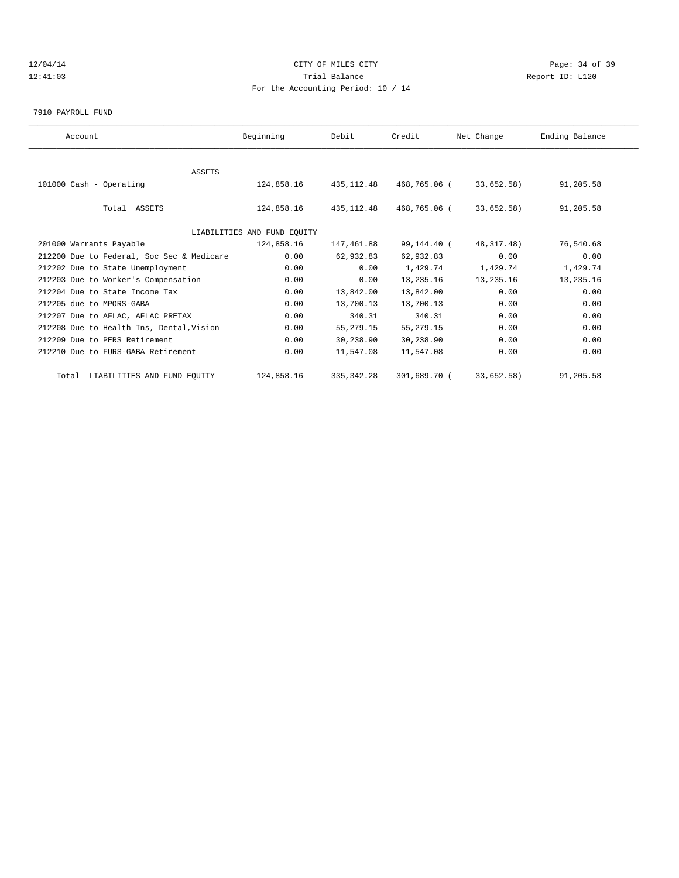CITY OF MILES CITY
Trial Balance
For the Accounting Period: 10 / 14

12/04/14
12:41:03

Report ID: L120

7910 PAYROLL FUND

| Account | Beginning | Debit | Credit | Net Change | Ending Balance |
|---|---|---|---|---|---|
| ASSETS | | | | | |
| 101000 Cash - Operating | 124,858.16 | 435,112.48 | 468,765.06 | ( 33,652.58) | 91,205.58 |
| Total ASSETS | 124,858.16 | 435,112.48 | 468,765.06 | ( 33,652.58) | 91,205.58 |
| LIABILITIES AND FUND EQUITY | | | | | |
| 201000 Warrants Payable | 124,858.16 | 147,461.88 | 99,144.40 | ( 48,317.48) | 76,540.68 |
| 212200 Due to Federal, Soc Sec & Medicare | 0.00 | 62,932.83 | 62,932.83 | 0.00 | 0.00 |
| 212202 Due to State Unemployment | 0.00 | 0.00 | 1,429.74 | 1,429.74 | 1,429.74 |
| 212203 Due to Worker's Compensation | 0.00 | 0.00 | 13,235.16 | 13,235.16 | 13,235.16 |
| 212204 Due to State Income Tax | 0.00 | 13,842.00 | 13,842.00 | 0.00 | 0.00 |
| 212205 due to MPORS-GABA | 0.00 | 13,700.13 | 13,700.13 | 0.00 | 0.00 |
| 212207 Due to AFLAC, AFLAC PRETAX | 0.00 | 340.31 | 340.31 | 0.00 | 0.00 |
| 212208 Due to Health Ins, Dental,Vision | 0.00 | 55,279.15 | 55,279.15 | 0.00 | 0.00 |
| 212209 Due to PERS Retirement | 0.00 | 30,238.90 | 30,238.90 | 0.00 | 0.00 |
| 212210 Due to FURS-GABA Retirement | 0.00 | 11,547.08 | 11,547.08 | 0.00 | 0.00 |
| Total LIABILITIES AND FUND EQUITY | 124,858.16 | 335,342.28 | 301,689.70 | ( 33,652.58) | 91,205.58 |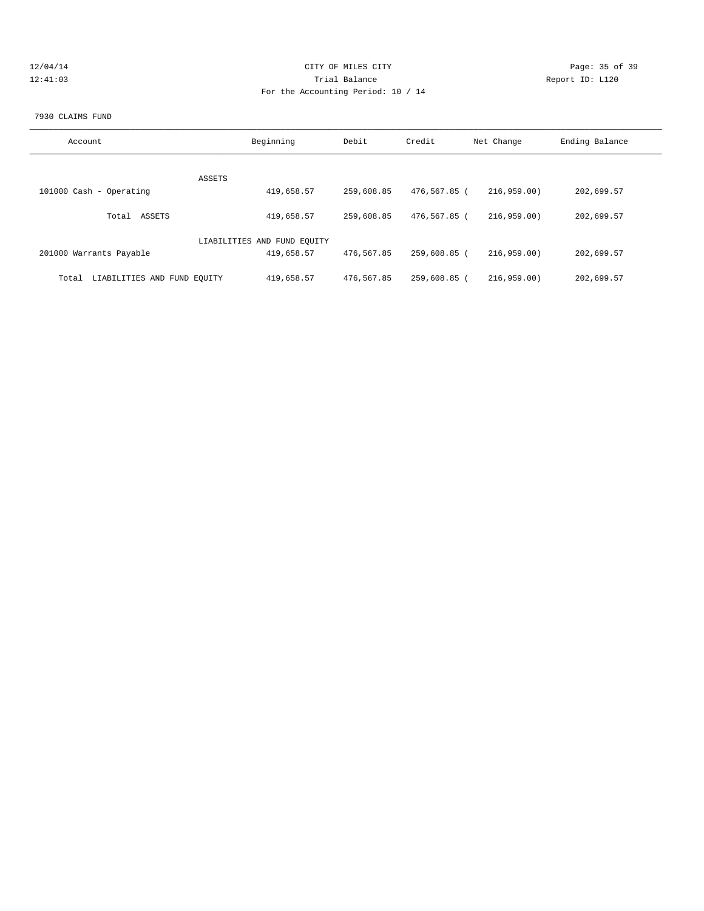CITY OF MILES CITY

Trial Balance

For the Accounting Period: 10 / 14

7930 CLAIMS FUND

| Account | Beginning | Debit | Credit | Net Change | Ending Balance |
|---|---|---|---|---|---|
| ASSETS | | | | | |
| 101000 Cash - Operating | 419,658.57 | 259,608.85 | 476,567.85 | ( 216,959.00) | 202,699.57 |
| Total ASSETS | 419,658.57 | 259,608.85 | 476,567.85 | ( 216,959.00) | 202,699.57 |
| LIABILITIES AND FUND EQUITY | | | | | |
| 201000 Warrants Payable | 419,658.57 | 476,567.85 | 259,608.85 | ( 216,959.00) | 202,699.57 |
| Total LIABILITIES AND FUND EQUITY | 419,658.57 | 476,567.85 | 259,608.85 | ( 216,959.00) | 202,699.57 |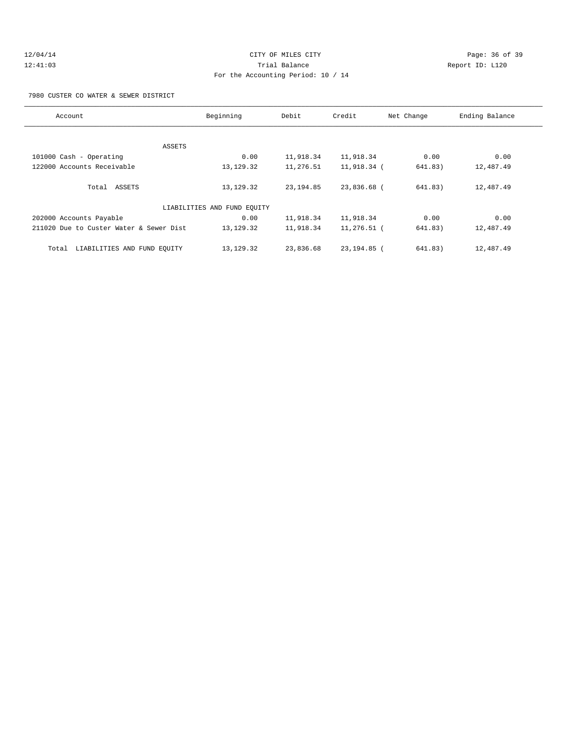CITY OF MILES CITY
Trial Balance
For the Accounting Period: 10 / 14

12/04/14
12:41:03

Report ID: L120

7980 CUSTER CO WATER & SEWER DISTRICT

| Account | Beginning | Debit | Credit | Net Change | Ending Balance |
|---|---|---|---|---|---|
| ASSETS | | | | | |
| 101000 Cash - Operating | 0.00 | 11,918.34 | 11,918.34 | 0.00 | 0.00 |
| 122000 Accounts Receivable | 13,129.32 | 11,276.51 | 11,918.34 | ( 641.83) | 12,487.49 |
| Total ASSETS | 13,129.32 | 23,194.85 | 23,836.68 | ( 641.83) | 12,487.49 |
| LIABILITIES AND FUND EQUITY | | | | | |
| 202000 Accounts Payable | 0.00 | 11,918.34 | 11,918.34 | 0.00 | 0.00 |
| 211020 Due to Custer Water & Sewer Dist | 13,129.32 | 11,918.34 | 11,276.51 | ( 641.83) | 12,487.49 |
| Total LIABILITIES AND FUND EQUITY | 13,129.32 | 23,836.68 | 23,194.85 | ( 641.83) | 12,487.49 |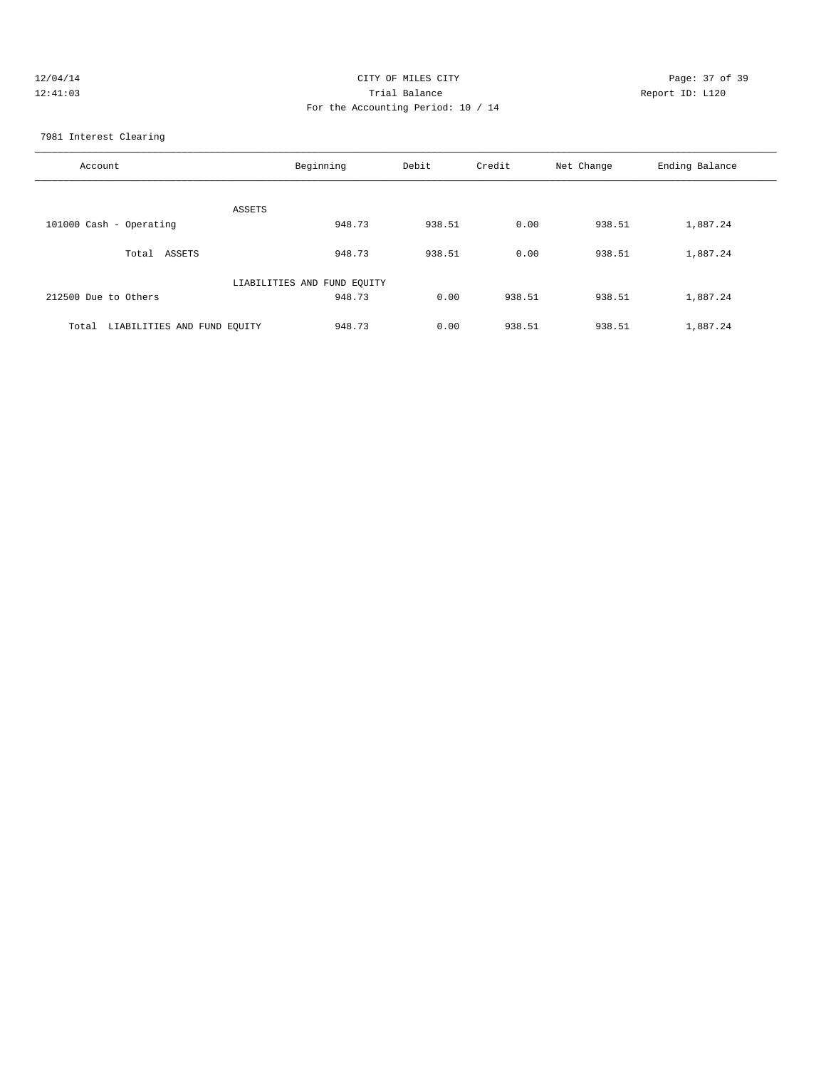CITY OF MILES CITY

Trial Balance

For the Accounting Period: 10 / 14

12/04/14 12:41:03 Report ID: L120

7981 Interest Clearing

| Account | Beginning | Debit | Credit | Net Change | Ending Balance |
|---|---|---|---|---|---|
| ASSETS | | | | | |
| 101000 Cash - Operating | 948.73 | 938.51 | 0.00 | 938.51 | 1,887.24 |
| Total ASSETS | 948.73 | 938.51 | 0.00 | 938.51 | 1,887.24 |
| LIABILITIES AND FUND EQUITY | | | | | |
| 212500 Due to Others | 948.73 | 0.00 | 938.51 | 938.51 | 1,887.24 |
| Total LIABILITIES AND FUND EQUITY | 948.73 | 0.00 | 938.51 | 938.51 | 1,887.24 |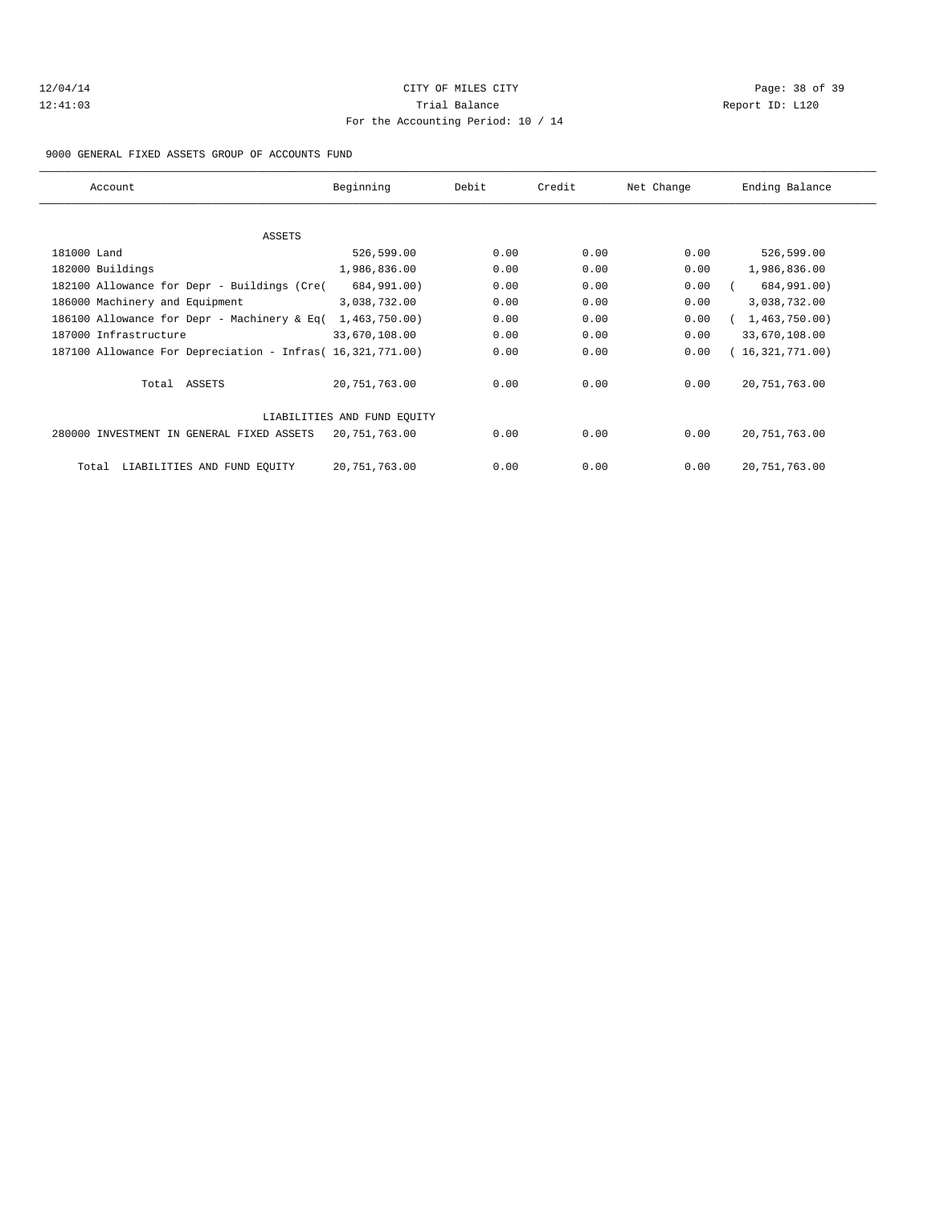CITY OF MILES CITY
Trial Balance
For the Accounting Period: 10 / 14

12/04/14
12:41:03

Report ID: L120

9000 GENERAL FIXED ASSETS GROUP OF ACCOUNTS FUND

| Account | Beginning | Debit | Credit | Net Change | Ending Balance |
|---|---|---|---|---|---|
| ASSETS | | | | | |
| 181000 Land | 526,599.00 | 0.00 | 0.00 | 0.00 | 526,599.00 |
| 182000 Buildings | 1,986,836.00 | 0.00 | 0.00 | 0.00 | 1,986,836.00 |
| 182100 Allowance for Depr - Buildings (Cre( | 684,991.00) | 0.00 | 0.00 | 0.00 | ( 684,991.00) |
| 186000 Machinery and Equipment | 3,038,732.00 | 0.00 | 0.00 | 0.00 | 3,038,732.00 |
| 186100 Allowance for Depr - Machinery & Eq( | 1,463,750.00) | 0.00 | 0.00 | 0.00 | ( 1,463,750.00) |
| 187000 Infrastructure | 33,670,108.00 | 0.00 | 0.00 | 0.00 | 33,670,108.00 |
| 187100 Allowance For Depreciation - Infras( | 16,321,771.00) | 0.00 | 0.00 | 0.00 | ( 16,321,771.00) |
| Total ASSETS | 20,751,763.00 | 0.00 | 0.00 | 0.00 | 20,751,763.00 |
| LIABILITIES AND FUND EQUITY | | | | | |
| 280000 INVESTMENT IN GENERAL FIXED ASSETS | 20,751,763.00 | 0.00 | 0.00 | 0.00 | 20,751,763.00 |
| Total LIABILITIES AND FUND EQUITY | 20,751,763.00 | 0.00 | 0.00 | 0.00 | 20,751,763.00 |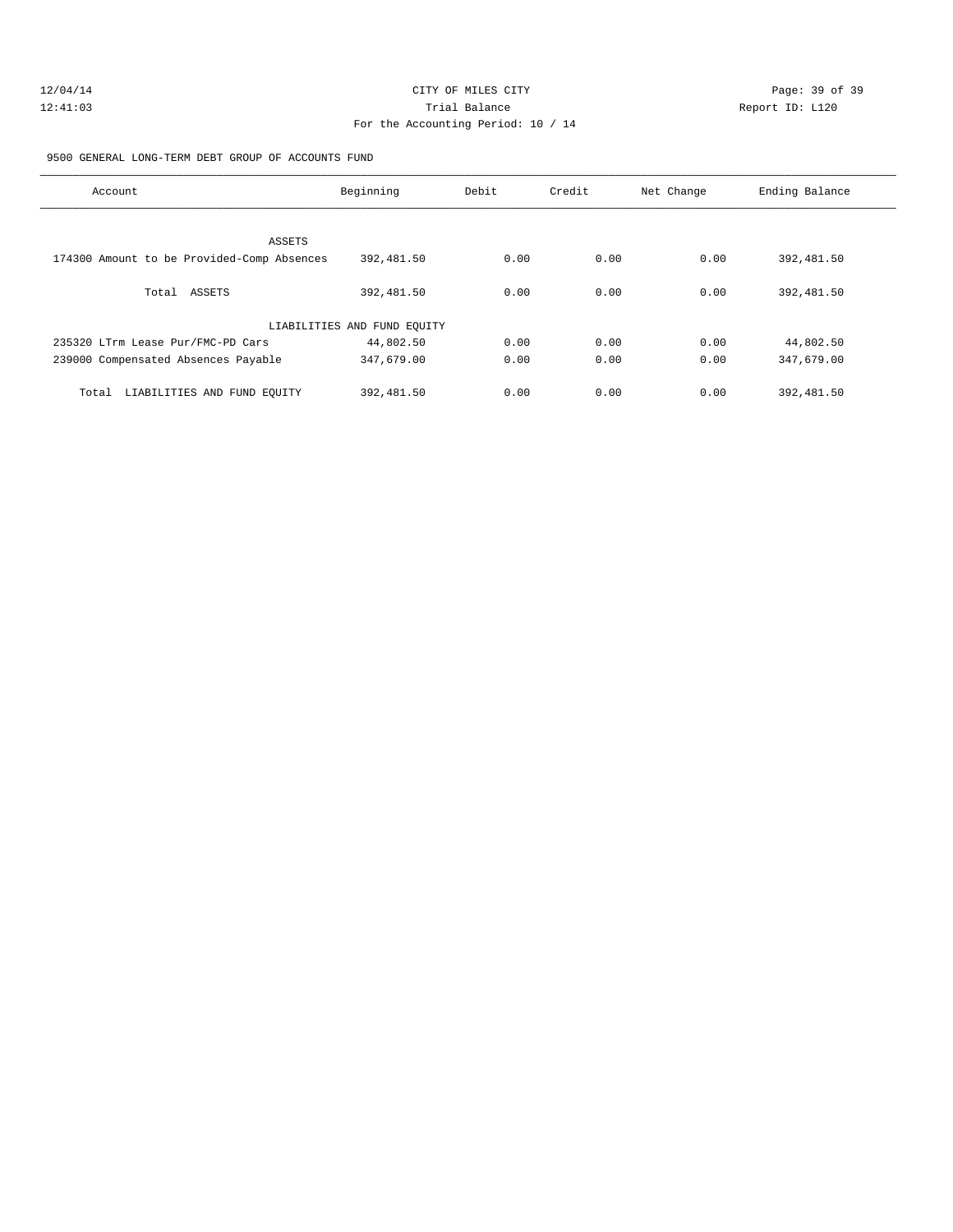12/04/14 CITY OF MILES CITY
12:41:03 Trial Balance Report ID: L120
For the Accounting Period: 10 / 14

9500 GENERAL LONG-TERM DEBT GROUP OF ACCOUNTS FUND

| Account | Beginning | Debit | Credit | Net Change | Ending Balance |
|---|---|---|---|---|---|
| ASSETS | | | | | |
| 174300 Amount to be Provided-Comp Absences | 392,481.50 | 0.00 | 0.00 | 0.00 | 392,481.50 |
| Total ASSETS | 392,481.50 | 0.00 | 0.00 | 0.00 | 392,481.50 |
| LIABILITIES AND FUND EQUITY | | | | | |
| 235320 LTrm Lease Pur/FMC-PD Cars | 44,802.50 | 0.00 | 0.00 | 0.00 | 44,802.50 |
| 239000 Compensated Absences Payable | 347,679.00 | 0.00 | 0.00 | 0.00 | 347,679.00 |
| Total LIABILITIES AND FUND EQUITY | 392,481.50 | 0.00 | 0.00 | 0.00 | 392,481.50 |